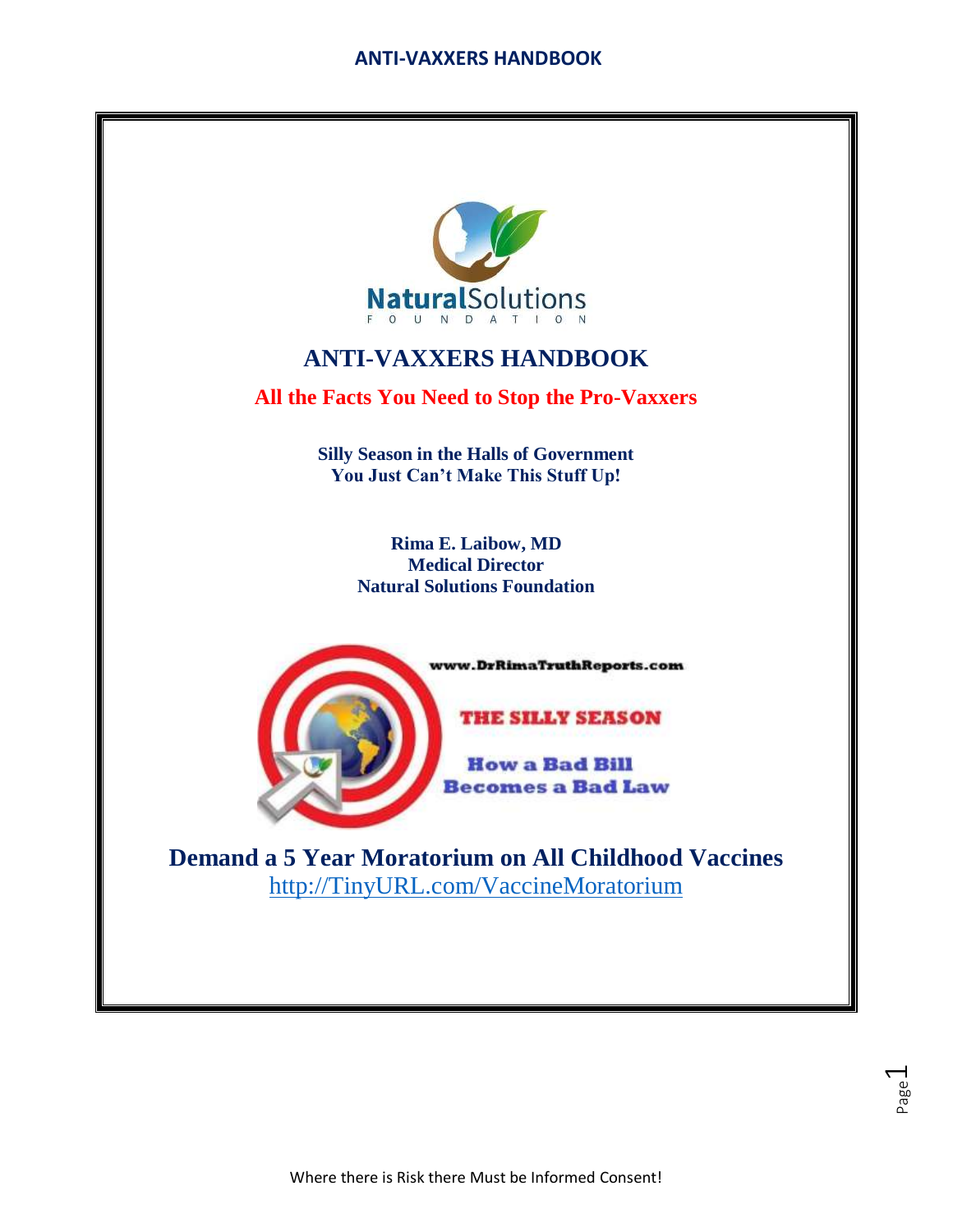NaturalSolutions
FOUNDATION

# ANTI-VAXXERS HANDBOOK

**All the Facts You Need to Stop the Pro-Vaxxers**

**Silly Season in the Halls of Government**
**You Just Can't Make This Stuff Up!**

**Rima E. Laibow, MD**
**Medical Director**
**Natural Solutions Foundation**

www.DrRimaTruthReports.com

THE SILLY SEASON

How a Bad Bill Becomes a Bad Law

## Demand a 5 Year Moratorium on All Childhood Vaccines

http://TinyURL.com/VaccineMoratorium

Where there is Risk there Must be Informed Consent!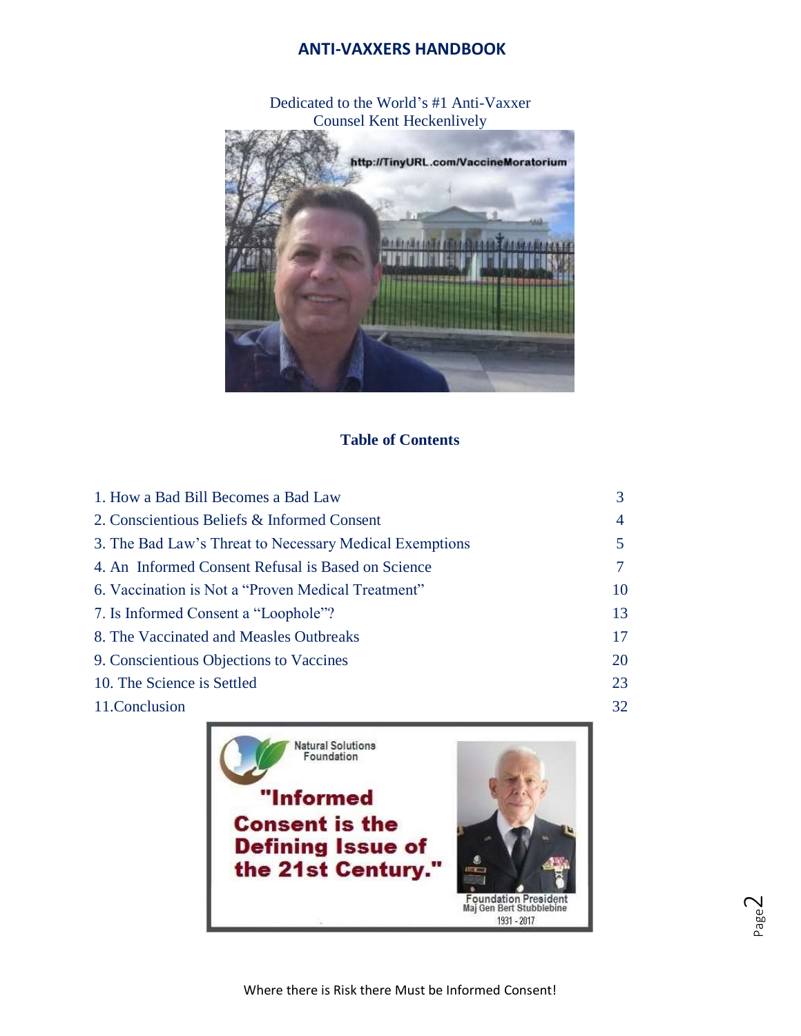# ANTI-VAXXERS HANDBOOK

Dedicated to the World's #1 Anti-Vaxxer
Counsel Kent Heckenlively

http://TinyURL.com/VaccineMoratorium

## Table of Contents

| | |
|---|---|
| 1. How a Bad Bill Becomes a Bad Law | 3 |
| 2. Conscientious Beliefs & Informed Consent | 4 |
| 3. The Bad Law's Threat to Necessary Medical Exemptions | 5 |
| 4. An Informed Consent Refusal is Based on Science | 7 |
| 6. Vaccination is Not a "Proven Medical Treatment" | 10 |
| 7. Is Informed Consent a "Loophole"? | 13 |
| 8. The Vaccinated and Measles Outbreaks | 17 |
| 9. Conscientious Objections to Vaccines | 20 |
| 10. The Science is Settled | 23 |
| 11.Conclusion | 32 |

Natural Solutions Foundation

**"Informed Consent is the Defining Issue of the 21st Century."**

Foundation President
Maj Gen Bert Stubblebine
1931 - 2017

Where there is Risk there Must be Informed Consent!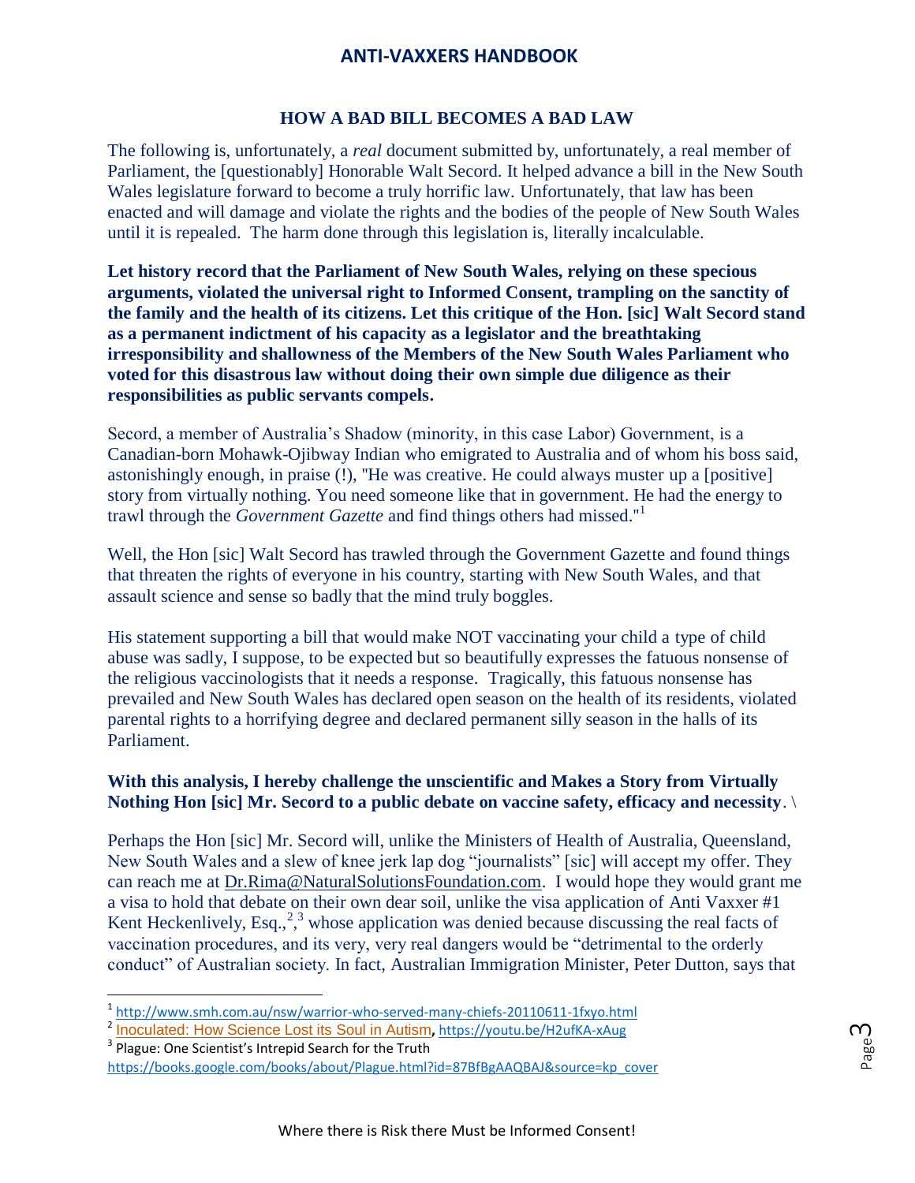## HOW A BAD BILL BECOMES A BAD LAW

The following is, unfortunately, a *real* document submitted by, unfortunately, a real member of Parliament, the [questionably] Honorable Walt Secord. It helped advance a bill in the New South Wales legislature forward to become a truly horrific law. Unfortunately, that law has been enacted and will damage and violate the rights and the bodies of the people of New South Wales until it is repealed. The harm done through this legislation is, literally incalculable.

**Let history record that the Parliament of New South Wales, relying on these specious arguments, violated the universal right to Informed Consent, trampling on the sanctity of the family and the health of its citizens. Let this critique of the Hon. [sic] Walt Secord stand as a permanent indictment of his capacity as a legislator and the breathtaking irresponsibility and shallowness of the Members of the New South Wales Parliament who voted for this disastrous law without doing their own simple due diligence as their responsibilities as public servants compels.**

Secord, a member of Australia's Shadow (minority, in this case Labor) Government, is a Canadian-born Mohawk-Ojibway Indian who emigrated to Australia and of whom his boss said, astonishingly enough, in praise (!), "He was creative. He could always muster up a [positive] story from virtually nothing. You need someone like that in government. He had the energy to trawl through the *Government Gazette* and find things others had missed."[1]

Well, the Hon [sic] Walt Secord has trawled through the Government Gazette and found things that threaten the rights of everyone in his country, starting with New South Wales, and that assault science and sense so badly that the mind truly boggles.

His statement supporting a bill that would make NOT vaccinating your child a type of child abuse was sadly, I suppose, to be expected but so beautifully expresses the fatuous nonsense of the religious vaccinologists that it needs a response. Tragically, this fatuous nonsense has prevailed and New South Wales has declared open season on the health of its residents, violated parental rights to a horrifying degree and declared permanent silly season in the halls of its Parliament.

**With this analysis, I hereby challenge the unscientific and Makes a Story from Virtually Nothing Hon [sic] Mr. Secord to a public debate on vaccine safety, efficacy and necessity**. \

Perhaps the Hon [sic] Mr. Secord will, unlike the Ministers of Health of Australia, Queensland, New South Wales and a slew of knee jerk lap dog "journalists" [sic] will accept my offer. They can reach me at Dr.Rima@NaturalSolutionsFoundation.com. I would hope they would grant me a visa to hold that debate on their own dear soil, unlike the visa application of Anti Vaxxer #1 Kent Heckenlively, Esq.,[2],[3] whose application was denied because discussing the real facts of vaccination procedures, and its very, very real dangers would be "detrimental to the orderly conduct" of Australian society. In fact, Australian Immigration Minister, Peter Dutton, says that

---

[1] http://www.smh.com.au/nsw/warrior-who-served-many-chiefs-20110611-1fxyo.html

[2] Inoculated: How Science Lost its Soul in Autism, https://youtu.be/H2ufKA-xAug

[3] Plague: One Scientist's Intrepid Search for the Truth https://books.google.com/books/about/Plague.html?id=87BfBgAAQBAJ&source=kp_cover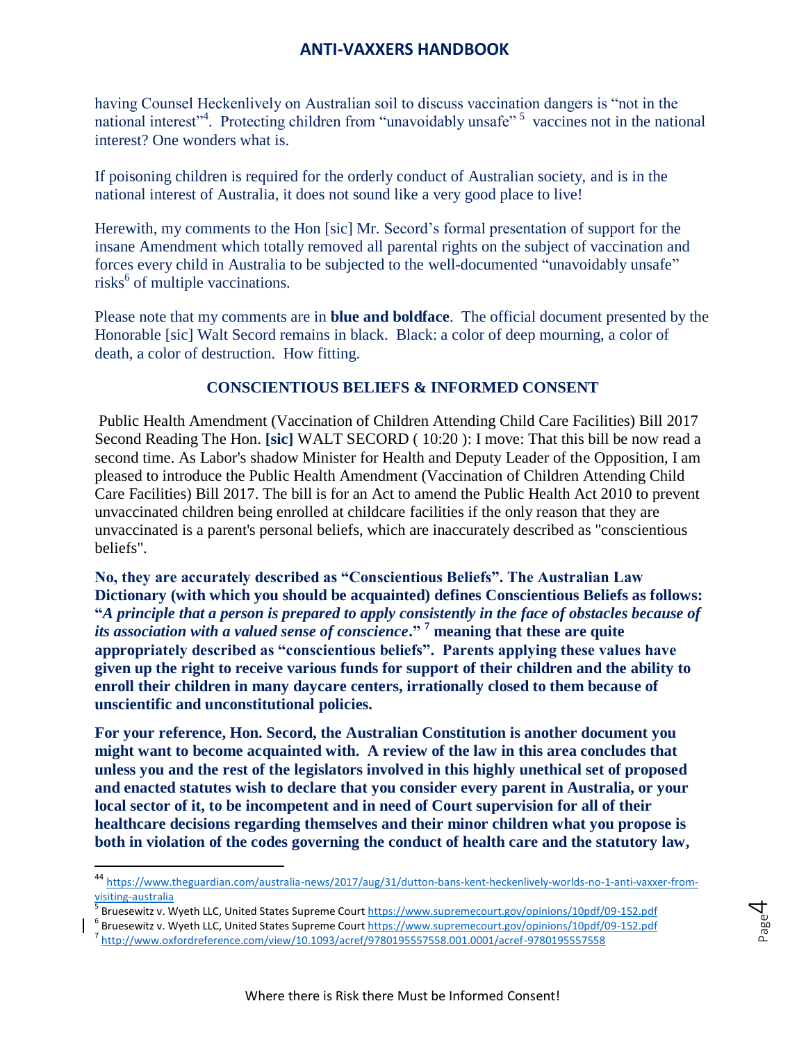having Counsel Heckenlively on Australian soil to discuss vaccination dangers is "not in the national interest"[4]. Protecting children from "unavoidably unsafe" [5] vaccines not in the national interest? One wonders what is.

If poisoning children is required for the orderly conduct of Australian society, and is in the national interest of Australia, it does not sound like a very good place to live!

Herewith, my comments to the Hon [sic] Mr. Secord's formal presentation of support for the insane Amendment which totally removed all parental rights on the subject of vaccination and forces every child in Australia to be subjected to the well-documented "unavoidably unsafe" risks[6] of multiple vaccinations.

Please note that my comments are in **blue and boldface**. The official document presented by the Honorable [sic] Walt Secord remains in black. Black: a color of deep mourning, a color of death, a color of destruction. How fitting.

### CONSCIENTIOUS BELIEFS & INFORMED CONSENT

Public Health Amendment (Vaccination of Children Attending Child Care Facilities) Bill 2017 Second Reading The Hon. **[sic]** WALT SECORD ( 10:20 ): I move: That this bill be now read a second time. As Labor's shadow Minister for Health and Deputy Leader of the Opposition, I am pleased to introduce the Public Health Amendment (Vaccination of Children Attending Child Care Facilities) Bill 2017. The bill is for an Act to amend the Public Health Act 2010 to prevent unvaccinated children being enrolled at childcare facilities if the only reason that they are unvaccinated is a parent's personal beliefs, which are inaccurately described as "conscientious beliefs".

**No, they are accurately described as "Conscientious Beliefs". The Australian Law Dictionary (with which you should be acquainted) defines Conscientious Beliefs as follows: "*A principle that a person is prepared to apply consistently in the face of obstacles because of its association with a valued sense of conscience*." [7] meaning that these are quite appropriately described as "conscientious beliefs". Parents applying these values have given up the right to receive various funds for support of their children and the ability to enroll their children in many daycare centers, irrationally closed to them because of unscientific and unconstitutional policies.**

**For your reference, Hon. Secord, the Australian Constitution is another document you might want to become acquainted with. A review of the law in this area concludes that unless you and the rest of the legislators involved in this highly unethical set of proposed and enacted statutes wish to declare that you consider every parent in Australia, or your local sector of it, to be incompetent and in need of Court supervision for all of their healthcare decisions regarding themselves and their minor children what you propose is both in violation of the codes governing the conduct of health care and the statutory law,**

---

[44] https://www.theguardian.com/australia-news/2017/aug/31/dutton-bans-kent-heckenlively-worlds-no-1-anti-vaxxer-from-visiting-australia

[5] Bruesewitz v. Wyeth LLC, United States Supreme Court https://www.supremecourt.gov/opinions/10pdf/09-152.pdf

[6] Bruesewitz v. Wyeth LLC, United States Supreme Court https://www.supremecourt.gov/opinions/10pdf/09-152.pdf

[7] http://www.oxfordreference.com/view/10.1093/acref/9780195557558.001.0001/acref-9780195557558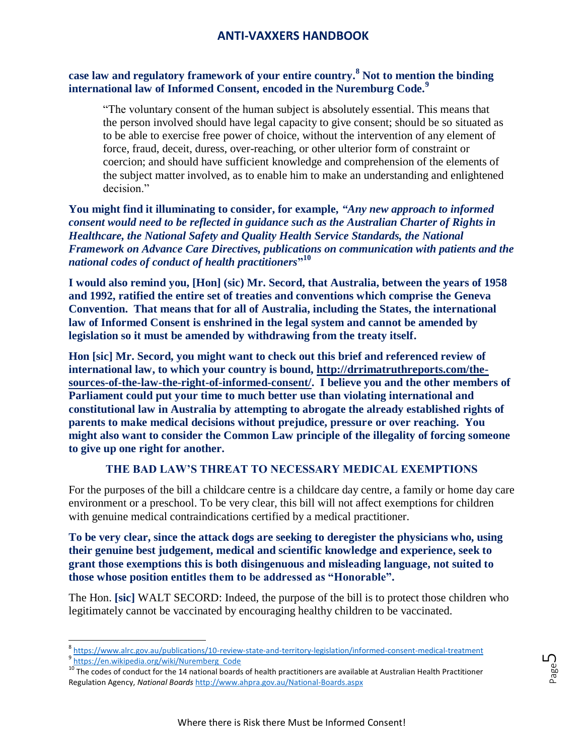**case law and regulatory framework of your entire country.[8] Not to mention the binding international law of Informed Consent, encoded in the Nuremburg Code.[9]**

> "The voluntary consent of the human subject is absolutely essential. This means that the person involved should have legal capacity to give consent; should be so situated as to be able to exercise free power of choice, without the intervention of any element of force, fraud, deceit, duress, over-reaching, or other ulterior form of constraint or coercion; and should have sufficient knowledge and comprehension of the elements of the subject matter involved, as to enable him to make an understanding and enlightened decision."

**You might find it illuminating to consider, for example, *"Any new approach to informed consent would need to be reflected in guidance such as the Australian Charter of Rights in Healthcare, the National Safety and Quality Health Service Standards, the National Framework on Advance Care Directives, publications on communication with patients and the national codes of conduct of health practitioners*"[10]**

**I would also remind you, [Hon] (sic) Mr. Secord, that Australia, between the years of 1958 and 1992, ratified the entire set of treaties and conventions which comprise the Geneva Convention. That means that for all of Australia, including the States, the international law of Informed Consent is enshrined in the legal system and cannot be amended by legislation so it must be amended by withdrawing from the treaty itself.**

**Hon [sic] Mr. Secord, you might want to check out this brief and referenced review of international law, to which your country is bound, http://drrimatruthreports.com/the-sources-of-the-law-the-right-of-informed-consent/. I believe you and the other members of Parliament could put your time to much better use than violating international and constitutional law in Australia by attempting to abrogate the already established rights of parents to make medical decisions without prejudice, pressure or over reaching. You might also want to consider the Common Law principle of the illegality of forcing someone to give up one right for another.**

## THE BAD LAW'S THREAT TO NECESSARY MEDICAL EXEMPTIONS

For the purposes of the bill a childcare centre is a childcare day centre, a family or home day care environment or a preschool. To be very clear, this bill will not affect exemptions for children with genuine medical contraindications certified by a medical practitioner.

**To be very clear, since the attack dogs are seeking to deregister the physicians who, using their genuine best judgement, medical and scientific knowledge and experience, seek to grant those exemptions this is both disingenuous and misleading language, not suited to those whose position entitles them to be addressed as "Honorable".**

The Hon. **[sic]** WALT SECORD: Indeed, the purpose of the bill is to protect those children who legitimately cannot be vaccinated by encouraging healthy children to be vaccinated.

---

[8] https://www.alrc.gov.au/publications/10-review-state-and-territory-legislation/informed-consent-medical-treatment

[9] https://en.wikipedia.org/wiki/Nuremberg_Code

[10] The codes of conduct for the 14 national boards of health practitioners are available at Australian Health Practitioner Regulation Agency, *National Boards* http://www.ahpra.gov.au/National-Boards.aspx

Where there is Risk there Must be Informed Consent!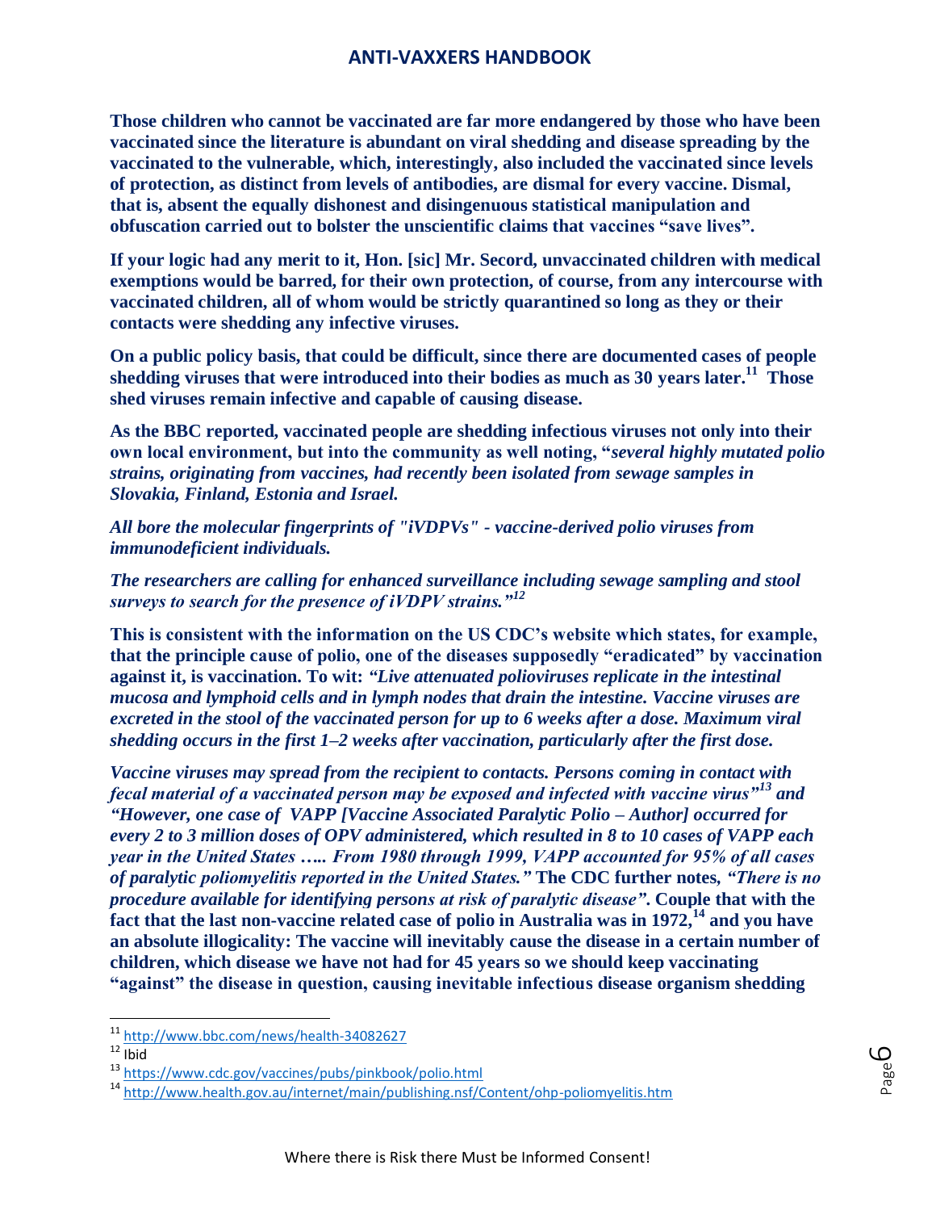**Those children who cannot be vaccinated are far more endangered by those who have been vaccinated since the literature is abundant on viral shedding and disease spreading by the vaccinated to the vulnerable, which, interestingly, also included the vaccinated since levels of protection, as distinct from levels of antibodies, are dismal for every vaccine. Dismal, that is, absent the equally dishonest and disingenuous statistical manipulation and obfuscation carried out to bolster the unscientific claims that vaccines "save lives".**

**If your logic had any merit to it, Hon. [sic] Mr. Secord, unvaccinated children with medical exemptions would be barred, for their own protection, of course, from any intercourse with vaccinated children, all of whom would be strictly quarantined so long as they or their contacts were shedding any infective viruses.**

**On a public policy basis, that could be difficult, since there are documented cases of people shedding viruses that were introduced into their bodies as much as 30 years later.[11] Those shed viruses remain infective and capable of causing disease.**

**As the BBC reported, vaccinated people are shedding infectious viruses not only into their own local environment, but into the community as well noting, "*several highly mutated polio strains, originating from vaccines, had recently been isolated from sewage samples in Slovakia, Finland, Estonia and Israel.***

***All bore the molecular fingerprints of "iVDPVs" - vaccine-derived polio viruses from immunodeficient individuals.***

***The researchers are calling for enhanced surveillance including sewage sampling and stool surveys to search for the presence of iVDPV strains."[12]***

**This is consistent with the information on the US CDC's website which states, for example, that the principle cause of polio, one of the diseases supposedly "eradicated" by vaccination against it, is vaccination. To wit: *"Live attenuated polioviruses replicate in the intestinal mucosa and lymphoid cells and in lymph nodes that drain the intestine. Vaccine viruses are excreted in the stool of the vaccinated person for up to 6 weeks after a dose. Maximum viral shedding occurs in the first 1–2 weeks after vaccination, particularly after the first dose.***

***Vaccine viruses may spread from the recipient to contacts. Persons coming in contact with fecal material of a vaccinated person may be exposed and infected with vaccine virus"[13] and "However, one case of VAPP [Vaccine Associated Paralytic Polio – Author] occurred for every 2 to 3 million doses of OPV administered, which resulted in 8 to 10 cases of VAPP each year in the United States ….. From 1980 through 1999, VAPP accounted for 95% of all cases of paralytic poliomyelitis reported in the United States."* The CDC further notes, *"There is no procedure available for identifying persons at risk of paralytic disease"*. Couple that with the fact that the last non-vaccine related case of polio in Australia was in 1972,[14] and you have an absolute illogicality: The vaccine will inevitably cause the disease in a certain number of children, which disease we have not had for 45 years so we should keep vaccinating "against" the disease in question, causing inevitable infectious disease organism shedding**

---

[11] http://www.bbc.com/news/health-34082627

[12] Ibid

[13] https://www.cdc.gov/vaccines/pubs/pinkbook/polio.html

[14] http://www.health.gov.au/internet/main/publishing.nsf/Content/ohp-poliomyelitis.htm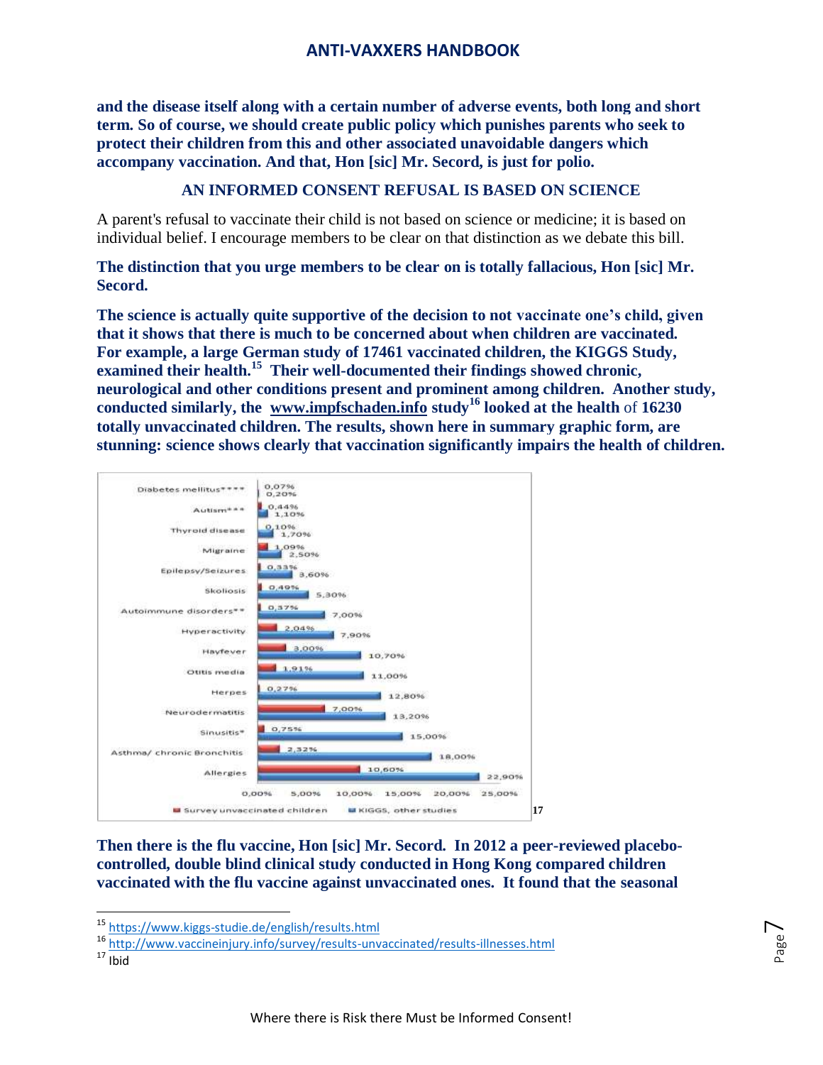**and the disease itself along with a certain number of adverse events, both long and short term. So of course, we should create public policy which punishes parents who seek to protect their children from this and other associated unavoidable dangers which accompany vaccination. And that, Hon [sic] Mr. Secord, is just for polio.**

**AN INFORMED CONSENT REFUSAL IS BASED ON SCIENCE**

A parent's refusal to vaccinate their child is not based on science or medicine; it is based on individual belief. I encourage members to be clear on that distinction as we debate this bill.

**The distinction that you urge members to be clear on is totally fallacious, Hon [sic] Mr. Secord.**

**The science is actually quite supportive of the decision to not vaccinate one's child, given that it shows that there is much to be concerned about when children are vaccinated. For example, a large German study of 17461 vaccinated children, the KIGGS Study, examined their health.[15] Their well-documented their findings showed chronic, neurological and other conditions present and prominent among children. Another study, conducted similarly, the www.impfschaden.info study[16] looked at the health** of **16230 totally unvaccinated children. The results, shown here in summary graphic form, are stunning: science shows clearly that vaccination significantly impairs the health of children.**

| Condition | Survey unvaccinated children | KIGGS, other studies |
|---|---|---|
| Diabetes mellitus**** | 0,07% | 0,20% |
| Autism*** | 0,44% | 1,10% |
| Thyroid disease | 0,10% | 1,70% |
| Migraine | 1,09% | 2,50% |
| Epilepsy/Seizures | 0,33% | 3,60% |
| Skoliosis | 0,49% | 5,30% |
| Autoimmune disorders** | 0,37% | 7,00% |
| Hyperactivity | 2,04% | 7,90% |
| Hayfever | 3,00% | 10,70% |
| Otitis media | 1,91% | 11,00% |
| Herpes | 0,27% | 12,80% |
| Neurodermatitis | 7,00% | 13,20% |
| Sinusitis* | 0,75% | 15,00% |
| Asthma/ chronic Bronchitis | 2,32% | 18,00% |
| Allergies | 10,60% | 22,90% |

[17]

**Then there is the flu vaccine, Hon [sic] Mr. Secord. In 2012 a peer-reviewed placebo-controlled, double blind clinical study conducted in Hong Kong compared children vaccinated with the flu vaccine against unvaccinated ones. It found that the seasonal**

---

[15] https://www.kiggs-studie.de/english/results.html

[16] http://www.vaccineinjury.info/survey/results-unvaccinated/results-illnesses.html

[17] Ibid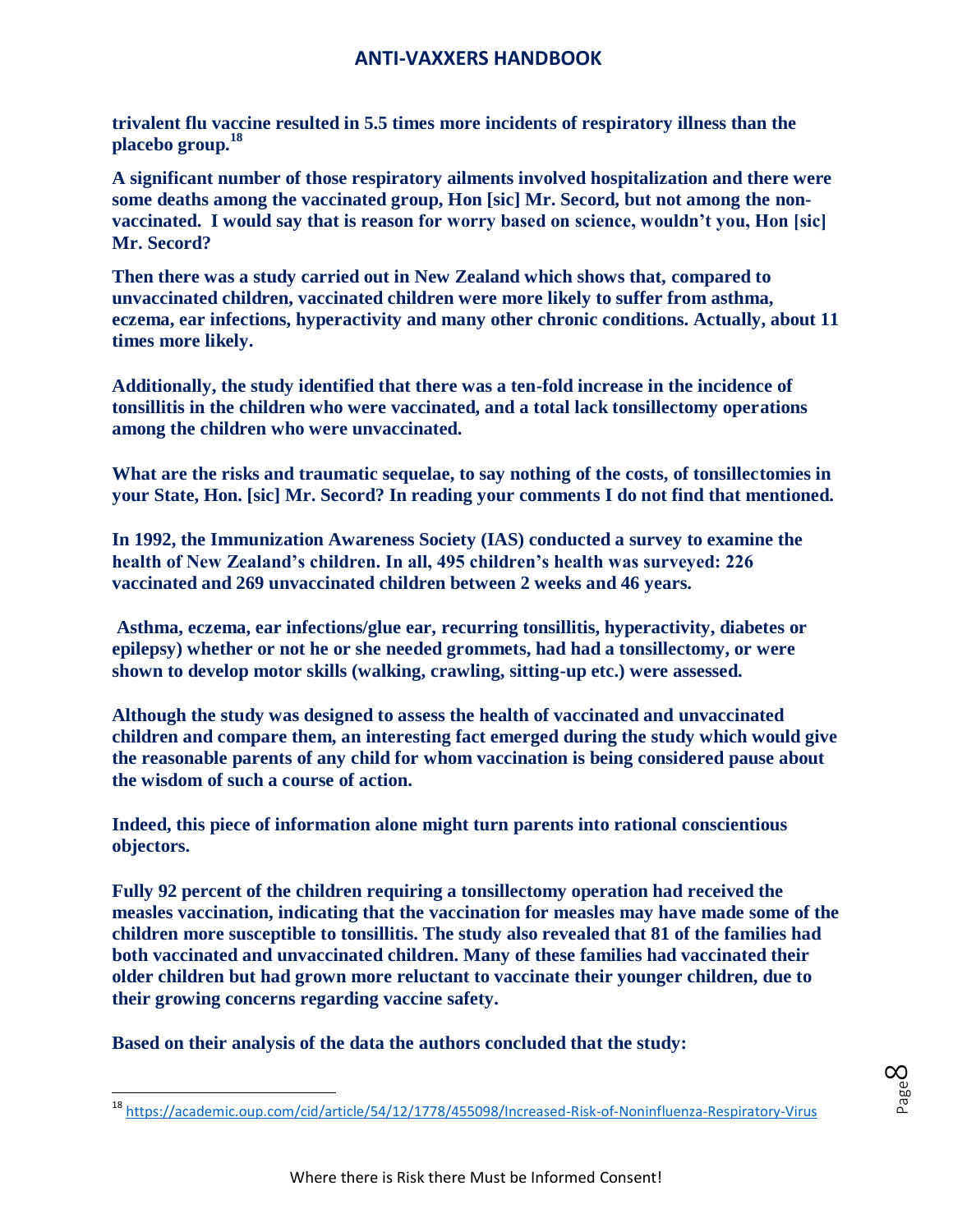**trivalent flu vaccine resulted in 5.5 times more incidents of respiratory illness than the placebo group.**[18]

**A significant number of those respiratory ailments involved hospitalization and there were some deaths among the vaccinated group, Hon [sic] Mr. Secord, but not among the non-vaccinated. I would say that is reason for worry based on science, wouldn't you, Hon [sic] Mr. Secord?**

**Then there was a study carried out in New Zealand which shows that, compared to unvaccinated children, vaccinated children were more likely to suffer from asthma, eczema, ear infections, hyperactivity and many other chronic conditions. Actually, about 11 times more likely.**

**Additionally, the study identified that there was a ten-fold increase in the incidence of tonsillitis in the children who were vaccinated, and a total lack tonsillectomy operations among the children who were unvaccinated.**

**What are the risks and traumatic sequelae, to say nothing of the costs, of tonsillectomies in your State, Hon. [sic] Mr. Secord? In reading your comments I do not find that mentioned.**

**In 1992, the Immunization Awareness Society (IAS) conducted a survey to examine the health of New Zealand's children. In all, 495 children's health was surveyed: 226 vaccinated and 269 unvaccinated children between 2 weeks and 46 years.**

**Asthma, eczema, ear infections/glue ear, recurring tonsillitis, hyperactivity, diabetes or epilepsy) whether or not he or she needed grommets, had had a tonsillectomy, or were shown to develop motor skills (walking, crawling, sitting-up etc.) were assessed.**

**Although the study was designed to assess the health of vaccinated and unvaccinated children and compare them, an interesting fact emerged during the study which would give the reasonable parents of any child for whom vaccination is being considered pause about the wisdom of such a course of action.**

**Indeed, this piece of information alone might turn parents into rational conscientious objectors.**

**Fully 92 percent of the children requiring a tonsillectomy operation had received the measles vaccination, indicating that the vaccination for measles may have made some of the children more susceptible to tonsillitis. The study also revealed that 81 of the families had both vaccinated and unvaccinated children. Many of these families had vaccinated their older children but had grown more reluctant to vaccinate their younger children, due to their growing concerns regarding vaccine safety.**

**Based on their analysis of the data the authors concluded that the study:**

---

[18] https://academic.oup.com/cid/article/54/12/1778/455098/Increased-Risk-of-Noninfluenza-Respiratory-Virus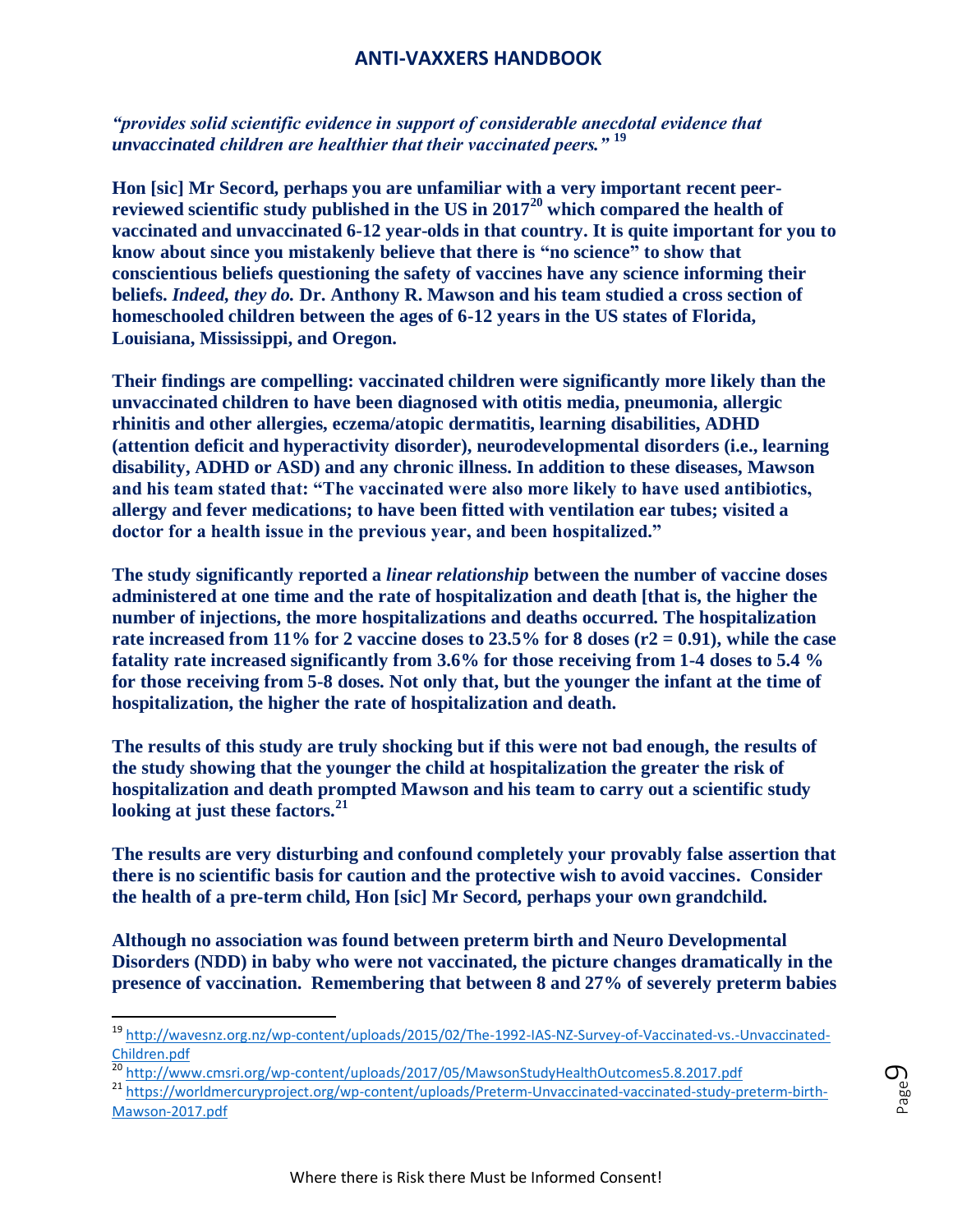***"provides solid scientific evidence in support of considerable anecdotal evidence that unvaccinated children are healthier that their vaccinated peers."*** **[19]**

**Hon [sic] Mr Secord, perhaps you are unfamiliar with a very important recent peer-reviewed scientific study published in the US in 2017[20] which compared the health of vaccinated and unvaccinated 6-12 year-olds in that country. It is quite important for you to know about since you mistakenly believe that there is "no science" to show that conscientious beliefs questioning the safety of vaccines have any science informing their beliefs. *Indeed, they do.* Dr. Anthony R. Mawson and his team studied a cross section of homeschooled children between the ages of 6-12 years in the US states of Florida, Louisiana, Mississippi, and Oregon.**

**Their findings are compelling: vaccinated children were significantly more likely than the unvaccinated children to have been diagnosed with otitis media, pneumonia, allergic rhinitis and other allergies, eczema/atopic dermatitis, learning disabilities, ADHD (attention deficit and hyperactivity disorder), neurodevelopmental disorders (i.e., learning disability, ADHD or ASD) and any chronic illness. In addition to these diseases, Mawson and his team stated that: "The vaccinated were also more likely to have used antibiotics, allergy and fever medications; to have been fitted with ventilation ear tubes; visited a doctor for a health issue in the previous year, and been hospitalized."**

**The study significantly reported a *linear relationship* between the number of vaccine doses administered at one time and the rate of hospitalization and death [that is, the higher the number of injections, the more hospitalizations and deaths occurred. The hospitalization rate increased from 11% for 2 vaccine doses to 23.5% for 8 doses ($r2 = 0.91$), while the case fatality rate increased significantly from 3.6% for those receiving from 1-4 doses to 5.4 % for those receiving from 5-8 doses. Not only that, but the younger the infant at the time of hospitalization, the higher the rate of hospitalization and death.**

**The results of this study are truly shocking but if this were not bad enough, the results of the study showing that the younger the child at hospitalization the greater the risk of hospitalization and death prompted Mawson and his team to carry out a scientific study looking at just these factors.[21]**

**The results are very disturbing and confound completely your provably false assertion that there is no scientific basis for caution and the protective wish to avoid vaccines. Consider the health of a pre-term child, Hon [sic] Mr Secord, perhaps your own grandchild.**

**Although no association was found between preterm birth and Neuro Developmental Disorders (NDD) in baby who were not vaccinated, the picture changes dramatically in the presence of vaccination. Remembering that between 8 and 27% of severely preterm babies**

---

[19] http://wavesnz.org.nz/wp-content/uploads/2015/02/The-1992-IAS-NZ-Survey-of-Vaccinated-vs.-Unvaccinated-Children.pdf

[20] http://www.cmsri.org/wp-content/uploads/2017/05/MawsonStudyHealthOutcomes5.8.2017.pdf

[21] https://worldmercuryproject.org/wp-content/uploads/Preterm-Unvaccinated-vaccinated-study-preterm-birth-Mawson-2017.pdf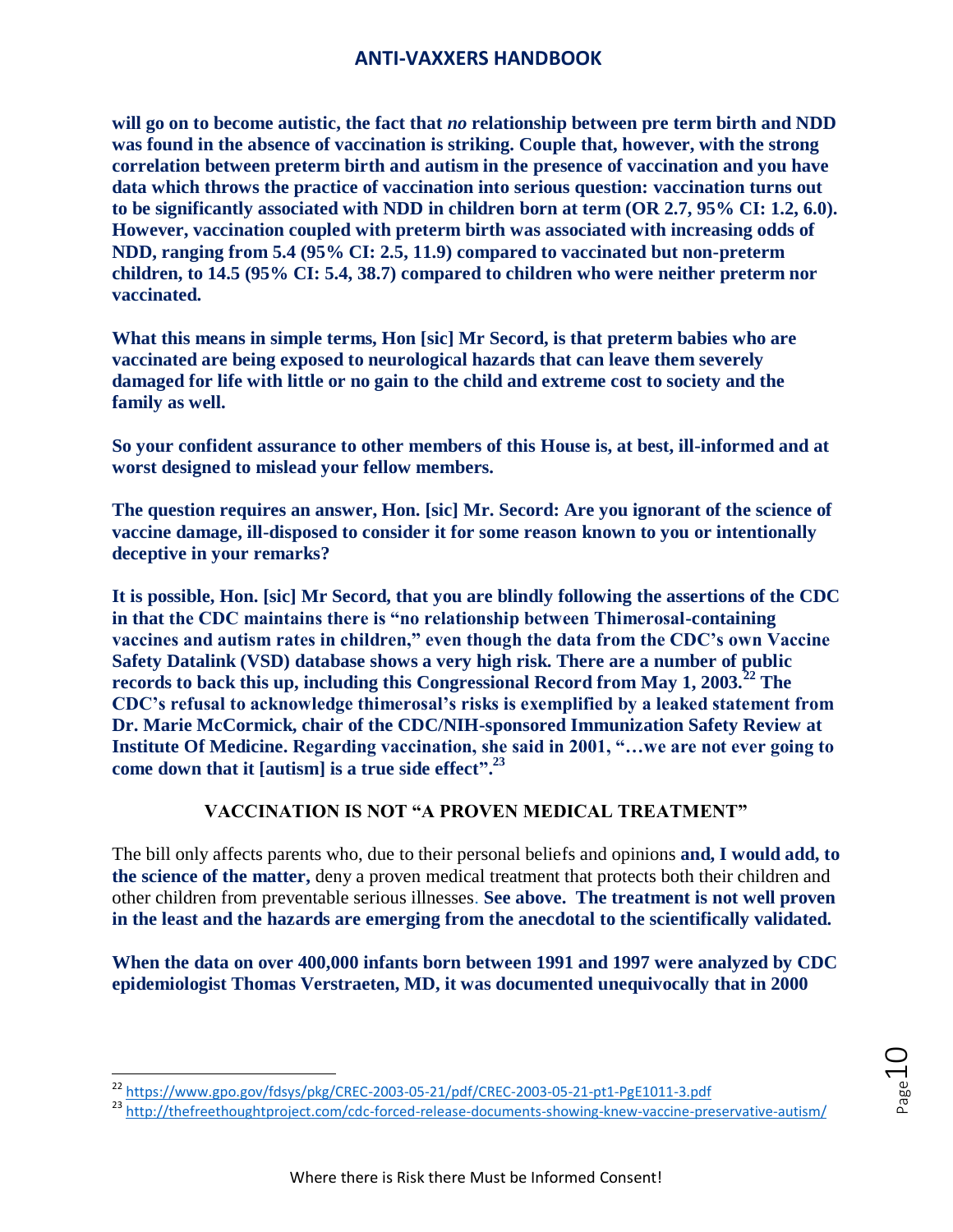**will go on to become autistic, the fact that *no* relationship between pre term birth and NDD was found in the absence of vaccination is striking. Couple that, however, with the strong correlation between preterm birth and autism in the presence of vaccination and you have data which throws the practice of vaccination into serious question: vaccination turns out to be significantly associated with NDD in children born at term (OR 2.7, 95% CI: 1.2, 6.0). However, vaccination coupled with preterm birth was associated with increasing odds of NDD, ranging from 5.4 (95% CI: 2.5, 11.9) compared to vaccinated but non-preterm children, to 14.5 (95% CI: 5.4, 38.7) compared to children who were neither preterm nor vaccinated.**

**What this means in simple terms, Hon [sic] Mr Secord, is that preterm babies who are vaccinated are being exposed to neurological hazards that can leave them severely damaged for life with little or no gain to the child and extreme cost to society and the family as well.**

**So your confident assurance to other members of this House is, at best, ill-informed and at worst designed to mislead your fellow members.**

**The question requires an answer, Hon. [sic] Mr. Secord: Are you ignorant of the science of vaccine damage, ill-disposed to consider it for some reason known to you or intentionally deceptive in your remarks?**

**It is possible, Hon. [sic] Mr Secord, that you are blindly following the assertions of the CDC in that the CDC maintains there is "no relationship between Thimerosal-containing vaccines and autism rates in children," even though the data from the CDC's own Vaccine Safety Datalink (VSD) database shows a very high risk. There are a number of public records to back this up, including this Congressional Record from May 1, 2003.[22] The CDC's refusal to acknowledge thimerosal's risks is exemplified by a leaked statement from Dr. Marie McCormick, chair of the CDC/NIH-sponsored Immunization Safety Review at Institute Of Medicine. Regarding vaccination, she said in 2001, "…we are not ever going to come down that it [autism] is a true side effect".[23]**

## VACCINATION IS NOT "A PROVEN MEDICAL TREATMENT"

The bill only affects parents who, due to their personal beliefs and opinions **and, I would add, to the science of the matter,** deny a proven medical treatment that protects both their children and other children from preventable serious illnesses. **See above. The treatment is not well proven in the least and the hazards are emerging from the anecdotal to the scientifically validated.**

**When the data on over 400,000 infants born between 1991 and 1997 were analyzed by CDC epidemiologist Thomas Verstraeten, MD, it was documented unequivocally that in 2000**

[22] https://www.gpo.gov/fdsys/pkg/CREC-2003-05-21/pdf/CREC-2003-05-21-pt1-PgE1011-3.pdf

[23] http://thefreethoughtproject.com/cdc-forced-release-documents-showing-knew-vaccine-preservative-autism/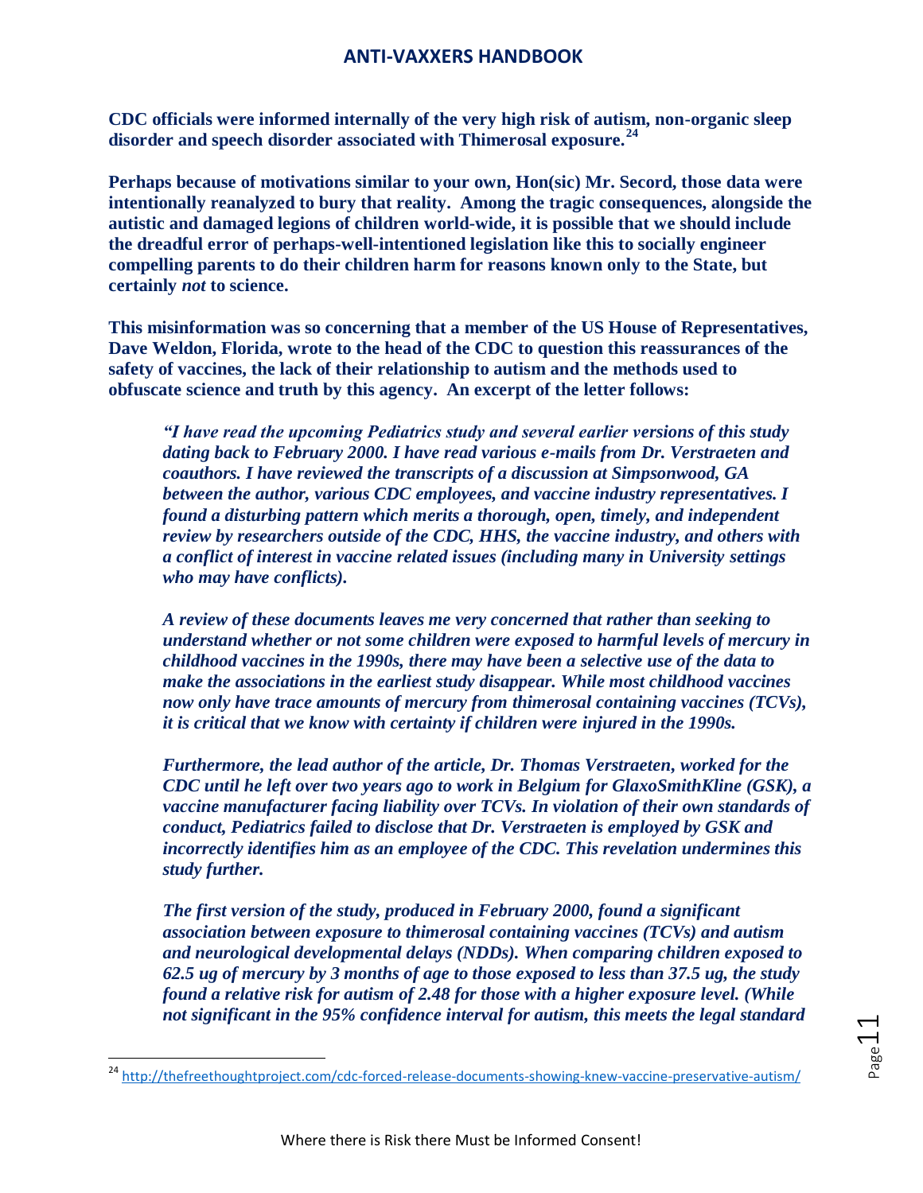**CDC officials were informed internally of the very high risk of autism, non-organic sleep disorder and speech disorder associated with Thimerosal exposure.**[24]

**Perhaps because of motivations similar to your own, Hon(sic) Mr. Secord, those data were intentionally reanalyzed to bury that reality. Among the tragic consequences, alongside the autistic and damaged legions of children world-wide, it is possible that we should include the dreadful error of perhaps-well-intentioned legislation like this to socially engineer compelling parents to do their children harm for reasons known only to the State, but certainly *not* to science.**

**This misinformation was so concerning that a member of the US House of Representatives, Dave Weldon, Florida, wrote to the head of the CDC to question this reassurances of the safety of vaccines, the lack of their relationship to autism and the methods used to obfuscate science and truth by this agency. An excerpt of the letter follows:**

> ***"I have read the upcoming Pediatrics study and several earlier versions of this study dating back to February 2000. I have read various e-mails from Dr. Verstraeten and coauthors. I have reviewed the transcripts of a discussion at Simpsonwood, GA between the author, various CDC employees, and vaccine industry representatives. I found a disturbing pattern which merits a thorough, open, timely, and independent review by researchers outside of the CDC, HHS, the vaccine industry, and others with a conflict of interest in vaccine related issues (including many in University settings who may have conflicts).***
>
> ***A review of these documents leaves me very concerned that rather than seeking to understand whether or not some children were exposed to harmful levels of mercury in childhood vaccines in the 1990s, there may have been a selective use of the data to make the associations in the earliest study disappear. While most childhood vaccines now only have trace amounts of mercury from thimerosal containing vaccines (TCVs), it is critical that we know with certainty if children were injured in the 1990s.***
>
> ***Furthermore, the lead author of the article, Dr. Thomas Verstraeten, worked for the CDC until he left over two years ago to work in Belgium for GlaxoSmithKline (GSK), a vaccine manufacturer facing liability over TCVs. In violation of their own standards of conduct, Pediatrics failed to disclose that Dr. Verstraeten is employed by GSK and incorrectly identifies him as an employee of the CDC. This revelation undermines this study further.***
>
> ***The first version of the study, produced in February 2000, found a significant association between exposure to thimerosal containing vaccines (TCVs) and autism and neurological developmental delays (NDDs). When comparing children exposed to 62.5 ug of mercury by 3 months of age to those exposed to less than 37.5 ug, the study found a relative risk for autism of 2.48 for those with a higher exposure level. (While not significant in the 95% confidence interval for autism, this meets the legal standard***

[24] http://thefreethoughtproject.com/cdc-forced-release-documents-showing-knew-vaccine-preservative-autism/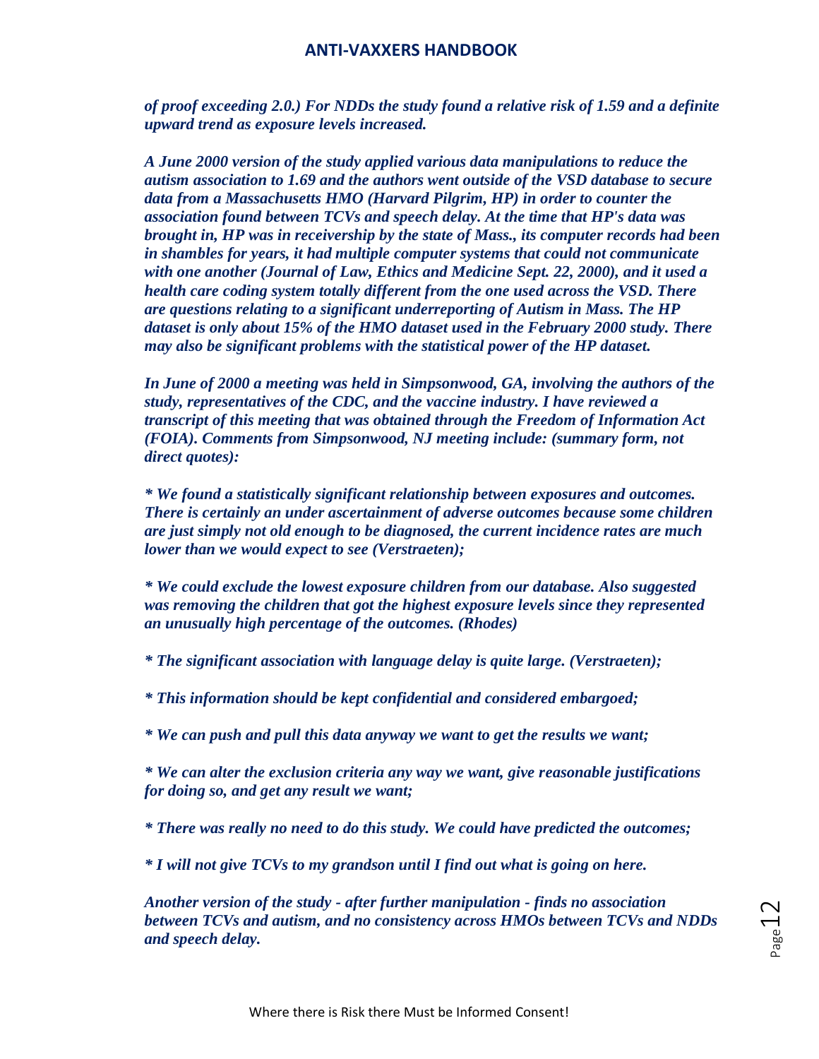***of proof exceeding 2.0.) For NDDs the study found a relative risk of 1.59 and a definite upward trend as exposure levels increased.***

***A June 2000 version of the study applied various data manipulations to reduce the autism association to 1.69 and the authors went outside of the VSD database to secure data from a Massachusetts HMO (Harvard Pilgrim, HP) in order to counter the association found between TCVs and speech delay. At the time that HP's data was brought in, HP was in receivership by the state of Mass., its computer records had been in shambles for years, it had multiple computer systems that could not communicate with one another (Journal of Law, Ethics and Medicine Sept. 22, 2000), and it used a health care coding system totally different from the one used across the VSD. There are questions relating to a significant underreporting of Autism in Mass. The HP dataset is only about 15% of the HMO dataset used in the February 2000 study. There may also be significant problems with the statistical power of the HP dataset.***

***In June of 2000 a meeting was held in Simpsonwood, GA, involving the authors of the study, representatives of the CDC, and the vaccine industry. I have reviewed a transcript of this meeting that was obtained through the Freedom of Information Act (FOIA). Comments from Simpsonwood, NJ meeting include: (summary form, not direct quotes):***

***\* We found a statistically significant relationship between exposures and outcomes. There is certainly an under ascertainment of adverse outcomes because some children are just simply not old enough to be diagnosed, the current incidence rates are much lower than we would expect to see (Verstraeten);***

***\* We could exclude the lowest exposure children from our database. Also suggested was removing the children that got the highest exposure levels since they represented an unusually high percentage of the outcomes. (Rhodes)***

***\* The significant association with language delay is quite large. (Verstraeten);***

***\* This information should be kept confidential and considered embargoed;***

***\* We can push and pull this data anyway we want to get the results we want;***

***\* We can alter the exclusion criteria any way we want, give reasonable justifications for doing so, and get any result we want;***

***\* There was really no need to do this study. We could have predicted the outcomes;***

***\* I will not give TCVs to my grandson until I find out what is going on here.***

***Another version of the study - after further manipulation - finds no association between TCVs and autism, and no consistency across HMOs between TCVs and NDDs and speech delay.***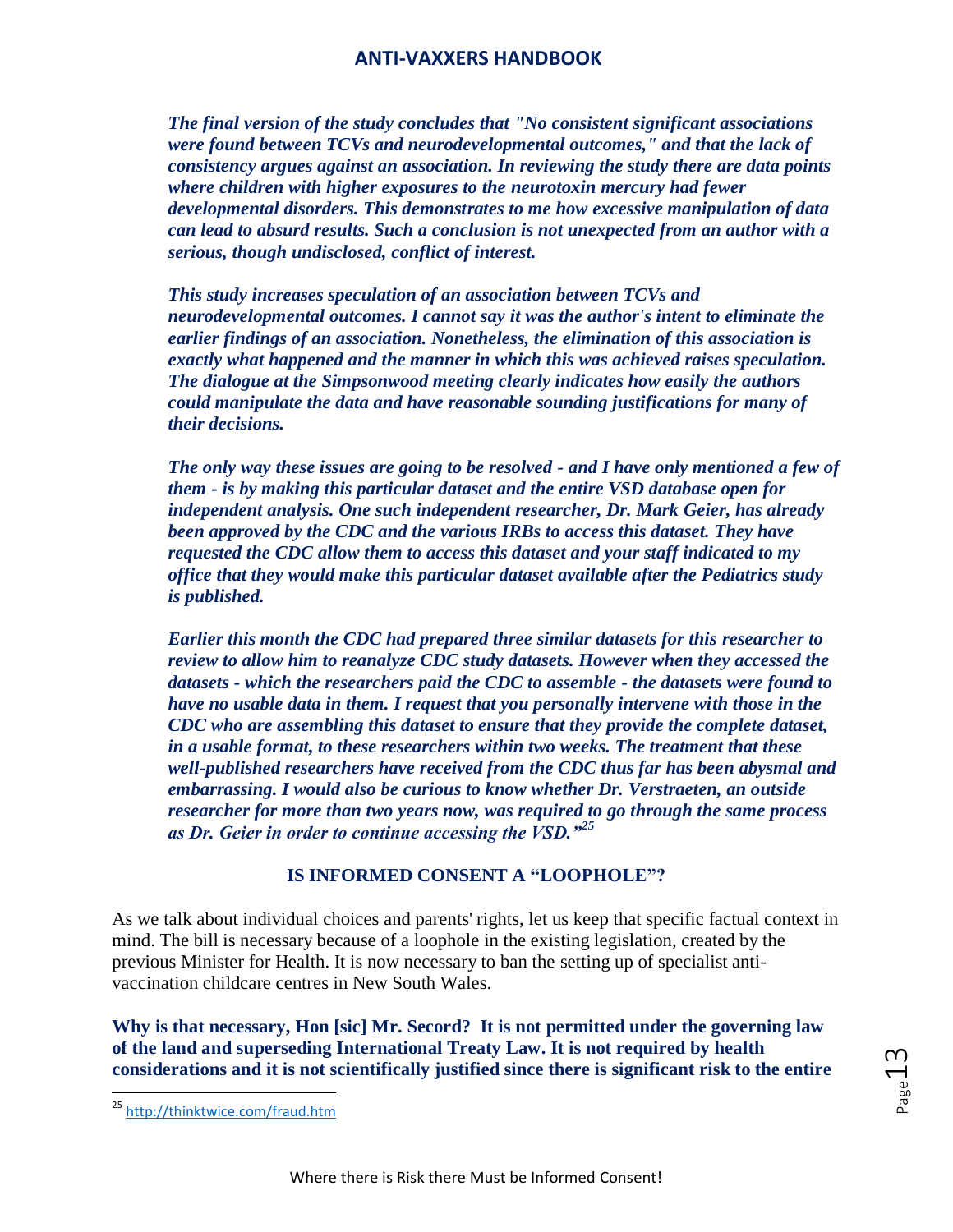***The final version of the study concludes that "No consistent significant associations were found between TCVs and neurodevelopmental outcomes," and that the lack of consistency argues against an association. In reviewing the study there are data points where children with higher exposures to the neurotoxin mercury had fewer developmental disorders. This demonstrates to me how excessive manipulation of data can lead to absurd results. Such a conclusion is not unexpected from an author with a serious, though undisclosed, conflict of interest.***

***This study increases speculation of an association between TCVs and neurodevelopmental outcomes. I cannot say it was the author's intent to eliminate the earlier findings of an association. Nonetheless, the elimination of this association is exactly what happened and the manner in which this was achieved raises speculation. The dialogue at the Simpsonwood meeting clearly indicates how easily the authors could manipulate the data and have reasonable sounding justifications for many of their decisions.***

***The only way these issues are going to be resolved - and I have only mentioned a few of them - is by making this particular dataset and the entire VSD database open for independent analysis. One such independent researcher, Dr. Mark Geier, has already been approved by the CDC and the various IRBs to access this dataset. They have requested the CDC allow them to access this dataset and your staff indicated to my office that they would make this particular dataset available after the Pediatrics study is published.***

***Earlier this month the CDC had prepared three similar datasets for this researcher to review to allow him to reanalyze CDC study datasets. However when they accessed the datasets - which the researchers paid the CDC to assemble - the datasets were found to have no usable data in them. I request that you personally intervene with those in the CDC who are assembling this dataset to ensure that they provide the complete dataset, in a usable format, to these researchers within two weeks. The treatment that these well-published researchers have received from the CDC thus far has been abysmal and embarrassing. I would also be curious to know whether Dr. Verstraeten, an outside researcher for more than two years now, was required to go through the same process as Dr. Geier in order to continue accessing the VSD."***[25]

## IS INFORMED CONSENT A "LOOPHOLE"?

As we talk about individual choices and parents' rights, let us keep that specific factual context in mind. The bill is necessary because of a loophole in the existing legislation, created by the previous Minister for Health. It is now necessary to ban the setting up of specialist anti-vaccination childcare centres in New South Wales.

**Why is that necessary, Hon [sic] Mr. Secord? It is not permitted under the governing law of the land and superseding International Treaty Law. It is not required by health considerations and it is not scientifically justified since there is significant risk to the entire**

[25] http://thinktwice.com/fraud.htm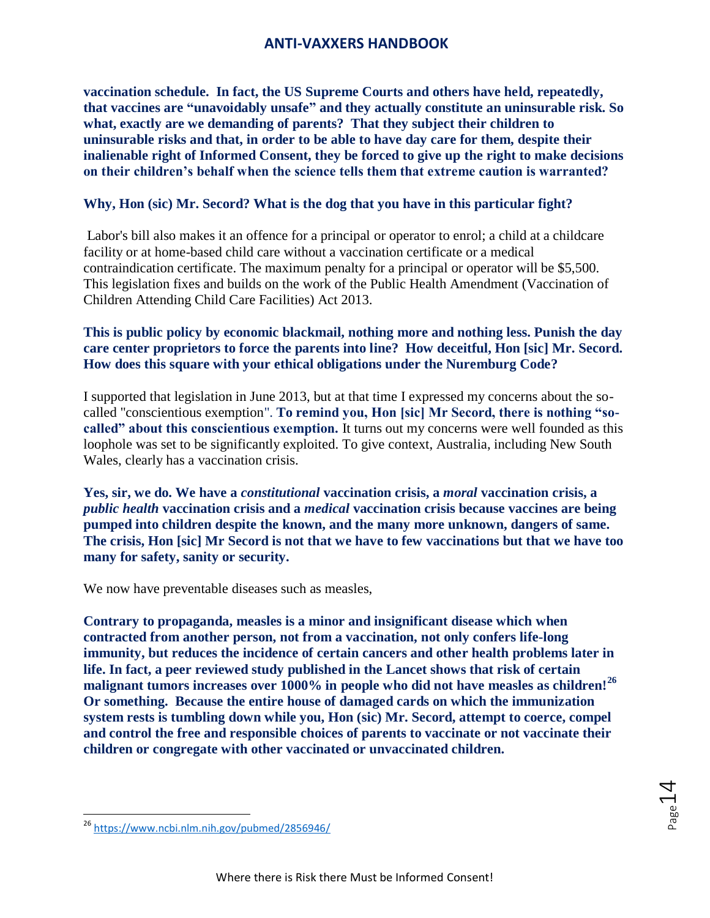**vaccination schedule. In fact, the US Supreme Courts and others have held, repeatedly, that vaccines are "unavoidably unsafe" and they actually constitute an uninsurable risk. So what, exactly are we demanding of parents? That they subject their children to uninsurable risks and that, in order to be able to have day care for them, despite their inalienable right of Informed Consent, they be forced to give up the right to make decisions on their children's behalf when the science tells them that extreme caution is warranted?**

**Why, Hon (sic) Mr. Secord? What is the dog that you have in this particular fight?**

Labor's bill also makes it an offence for a principal or operator to enrol; a child at a childcare facility or at home-based child care without a vaccination certificate or a medical contraindication certificate. The maximum penalty for a principal or operator will be $5,500. This legislation fixes and builds on the work of the Public Health Amendment (Vaccination of Children Attending Child Care Facilities) Act 2013.

**This is public policy by economic blackmail, nothing more and nothing less. Punish the day care center proprietors to force the parents into line? How deceitful, Hon [sic] Mr. Secord. How does this square with your ethical obligations under the Nuremburg Code?**

I supported that legislation in June 2013, but at that time I expressed my concerns about the so-called "conscientious exemption". **To remind you, Hon [sic] Mr Secord, there is nothing "so-called" about this conscientious exemption.** It turns out my concerns were well founded as this loophole was set to be significantly exploited. To give context, Australia, including New South Wales, clearly has a vaccination crisis.

**Yes, sir, we do. We have a *constitutional* vaccination crisis, a *moral* vaccination crisis, a *public health* vaccination crisis and a *medical* vaccination crisis because vaccines are being pumped into children despite the known, and the many more unknown, dangers of same. The crisis, Hon [sic] Mr Secord is not that we have to few vaccinations but that we have too many for safety, sanity or security.**

We now have preventable diseases such as measles,

**Contrary to propaganda, measles is a minor and insignificant disease which when contracted from another person, not from a vaccination, not only confers life-long immunity, but reduces the incidence of certain cancers and other health problems later in life. In fact, a peer reviewed study published in the Lancet shows that risk of certain malignant tumors increases over 1000% in people who did not have measles as children![26] Or something. Because the entire house of damaged cards on which the immunization system rests is tumbling down while you, Hon (sic) Mr. Secord, attempt to coerce, compel and control the free and responsible choices of parents to vaccinate or not vaccinate their children or congregate with other vaccinated or unvaccinated children.**

---

[26] https://www.ncbi.nlm.nih.gov/pubmed/2856946/

Where there is Risk there Must be Informed Consent!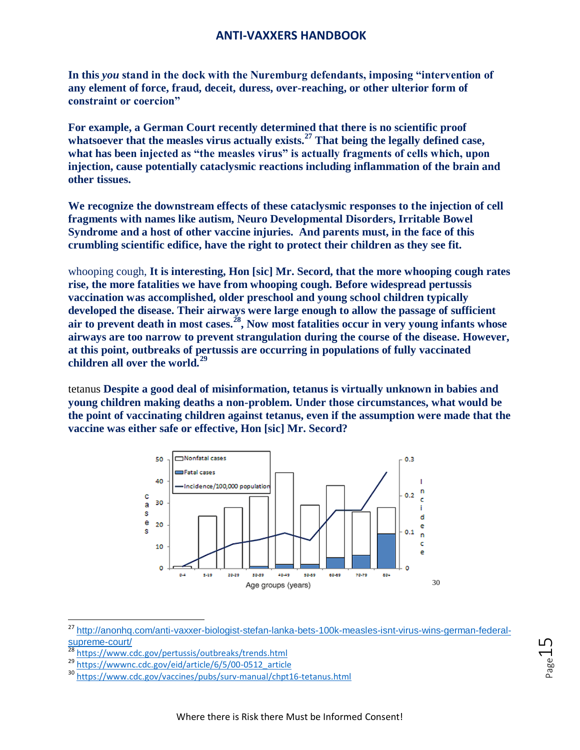**In this *you* stand in the dock with the Nuremburg defendants, imposing "intervention of any element of force, fraud, deceit, duress, over-reaching, or other ulterior form of constraint or coercion"**

**For example, a German Court recently determined that there is no scientific proof whatsoever that the measles virus actually exists.[27] That being the legally defined case, what has been injected as "the measles virus" is actually fragments of cells which, upon injection, cause potentially cataclysmic reactions including inflammation of the brain and other tissues.**

**We recognize the downstream effects of these cataclysmic responses to the injection of cell fragments with names like autism, Neuro Developmental Disorders, Irritable Bowel Syndrome and a host of other vaccine injuries. And parents must, in the face of this crumbling scientific edifice, have the right to protect their children as they see fit.**

whooping cough, **It is interesting, Hon [sic] Mr. Secord, that the more whooping cough rates rise, the more fatalities we have from whooping cough. Before widespread pertussis vaccination was accomplished, older preschool and young school children typically developed the disease. Their airways were large enough to allow the passage of sufficient air to prevent death in most cases.[28], Now most fatalities occur in very young infants whose airways are too narrow to prevent strangulation during the course of the disease. However, at this point, outbreaks of pertussis are occurring in populations of fully vaccinated children all over the world.[29]**

tetanus **Despite a good deal of misinformation, tetanus is virtually unknown in babies and young children making deaths a non-problem. Under those circumstances, what would be the point of vaccinating children against tetanus, even if the assumption were made that the vaccine was either safe or effective, Hon [sic] Mr. Secord?**

[Chart: Cases (Nonfatal cases, Fatal cases) and Incidence/100,000 population by Age groups (years): 0-4, 5-19, 20-29, 30-39, 40-49, 50-59, 60-69, 70-79, 80+][30]

---

[27] http://anonhq.com/anti-vaxxer-biologist-stefan-lanka-bets-100k-measles-isnt-virus-wins-german-federal-supreme-court/

[28] https://www.cdc.gov/pertussis/outbreaks/trends.html

[29] https://wwwnc.cdc.gov/eid/article/6/5/00-0512_article

[30] https://www.cdc.gov/vaccines/pubs/surv-manual/chpt16-tetanus.html

Where there is Risk there Must be Informed Consent!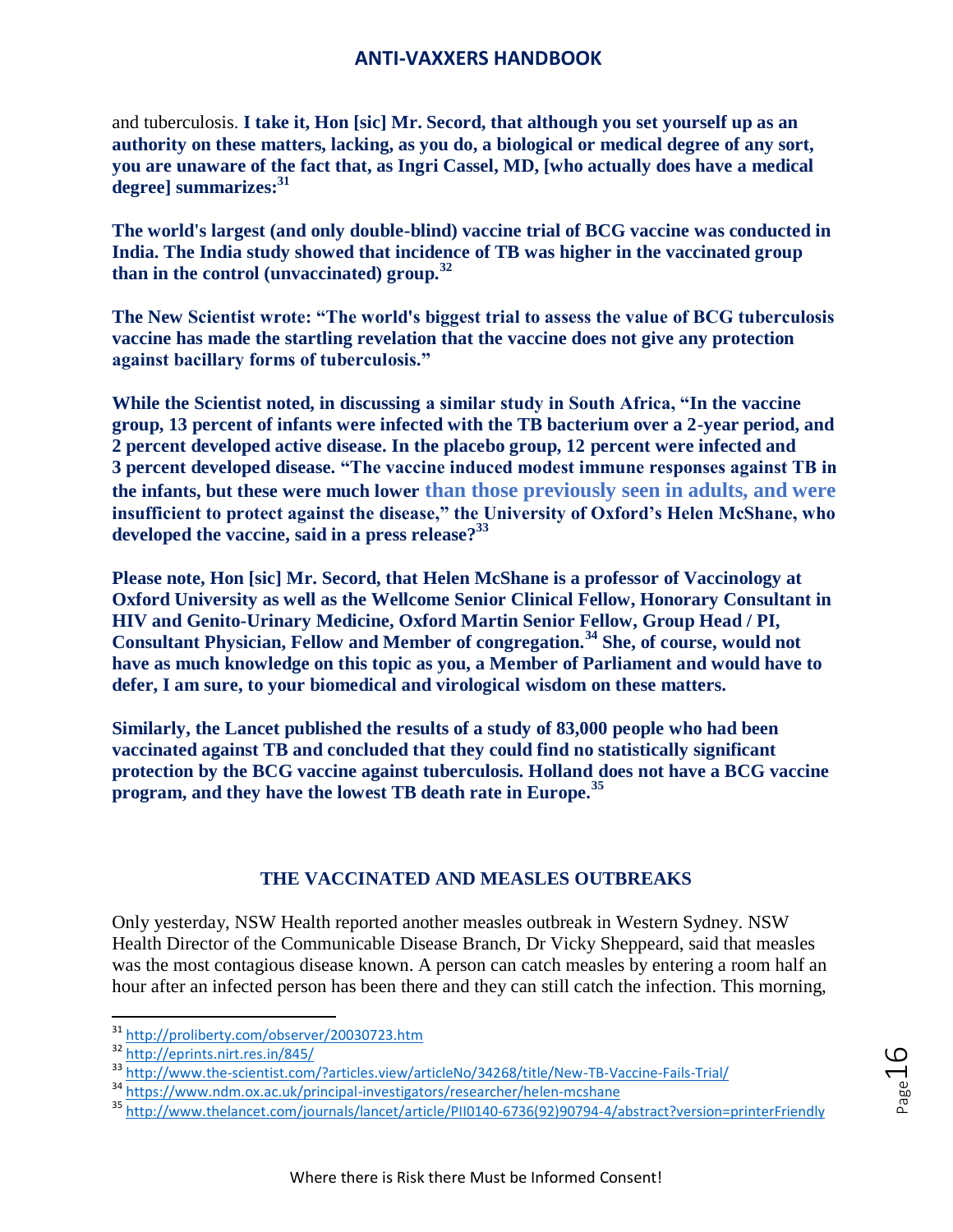and tuberculosis. **I take it, Hon [sic] Mr. Secord, that although you set yourself up as an authority on these matters, lacking, as you do, a biological or medical degree of any sort, you are unaware of the fact that, as Ingri Cassel, MD, [who actually does have a medical degree] summarizes:[31]**

**The world's largest (and only double-blind) vaccine trial of BCG vaccine was conducted in India. The India study showed that incidence of TB was higher in the vaccinated group than in the control (unvaccinated) group.[32]**

**The New Scientist wrote: "The world's biggest trial to assess the value of BCG tuberculosis vaccine has made the startling revelation that the vaccine does not give any protection against bacillary forms of tuberculosis."**

**While the Scientist noted, in discussing a similar study in South Africa, "In the vaccine group, 13 percent of infants were infected with the TB bacterium over a 2-year period, and 2 percent developed active disease. In the placebo group, 12 percent were infected and 3 percent developed disease. "The vaccine induced modest immune responses against TB in the infants, but these were much lower than those previously seen in adults, and were insufficient to protect against the disease," the University of Oxford's Helen McShane, who developed the vaccine, said in a press release?[33]**

**Please note, Hon [sic] Mr. Secord, that Helen McShane is a professor of Vaccinology at Oxford University as well as the Wellcome Senior Clinical Fellow, Honorary Consultant in HIV and Genito-Urinary Medicine, Oxford Martin Senior Fellow, Group Head / PI, Consultant Physician, Fellow and Member of congregation.[34] She, of course, would not have as much knowledge on this topic as you, a Member of Parliament and would have to defer, I am sure, to your biomedical and virological wisdom on these matters.**

**Similarly, the Lancet published the results of a study of 83,000 people who had been vaccinated against TB and concluded that they could find no statistically significant protection by the BCG vaccine against tuberculosis. Holland does not have a BCG vaccine program, and they have the lowest TB death rate in Europe.[35]**

## THE VACCINATED AND MEASLES OUTBREAKS

Only yesterday, NSW Health reported another measles outbreak in Western Sydney. NSW Health Director of the Communicable Disease Branch, Dr Vicky Sheppeard, said that measles was the most contagious disease known. A person can catch measles by entering a room half an hour after an infected person has been there and they can still catch the infection. This morning,

---

[31] http://proliberty.com/observer/20030723.htm

[32] http://eprints.nirt.res.in/845/

[33] http://www.the-scientist.com/?articles.view/articleNo/34268/title/New-TB-Vaccine-Fails-Trial/

[34] https://www.ndm.ox.ac.uk/principal-investigators/researcher/helen-mcshane

[35] http://www.thelancet.com/journals/lancet/article/PII0140-6736(92)90794-4/abstract?version=printerFriendly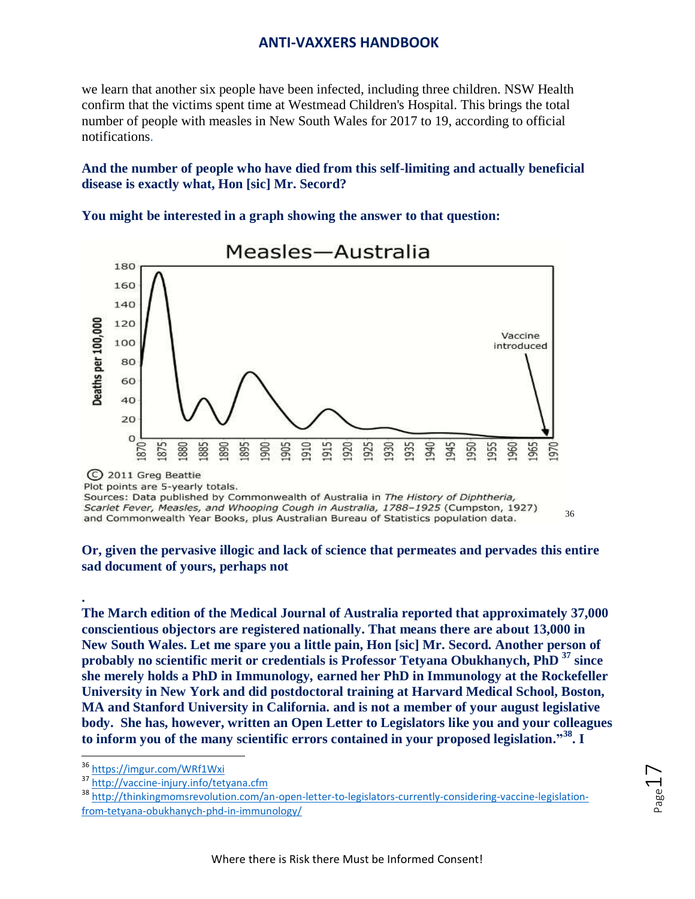we learn that another six people have been infected, including three children. NSW Health confirm that the victims spent time at Westmead Children's Hospital. This brings the total number of people with measles in New South Wales for 2017 to 19, according to official notifications.

**And the number of people who have died from this self-limiting and actually beneficial disease is exactly what, Hon [sic] Mr. Secord?**

**You might be interested in a graph showing the answer to that question:**

Measles—Australia

© 2011 Greg Beattie
Plot points are 5-yearly totals.
Sources: Data published by Commonwealth of Australia in *The History of Diphtheria, Scarlet Fever, Measles, and Whooping Cough in Australia, 1788–1925* (Cumpston, 1927) and Commonwealth Year Books, plus Australian Bureau of Statistics population data. [36]

**Or, given the pervasive illogic and lack of science that permeates and pervades this entire sad document of yours, perhaps not**

**.**

**The March edition of the Medical Journal of Australia reported that approximately 37,000 conscientious objectors are registered nationally. That means there are about 13,000 in New South Wales. Let me spare you a little pain, Hon [sic] Mr. Secord. Another person of probably no scientific merit or credentials is Professor Tetyana Obukhanych, PhD [37] since she merely holds a PhD in Immunology, earned her PhD in Immunology at the Rockefeller University in New York and did postdoctoral training at Harvard Medical School, Boston, MA and Stanford University in California. and is not a member of your august legislative body. She has, however, written an Open Letter to Legislators like you and your colleagues to inform you of the many scientific errors contained in your proposed legislation."[38]. I**

[36] https://imgur.com/WRf1Wxi

[37] http://vaccine-injury.info/tetyana.cfm

[38] http://thinkingmomsrevolution.com/an-open-letter-to-legislators-currently-considering-vaccine-legislation-from-tetyana-obukhanych-phd-in-immunology/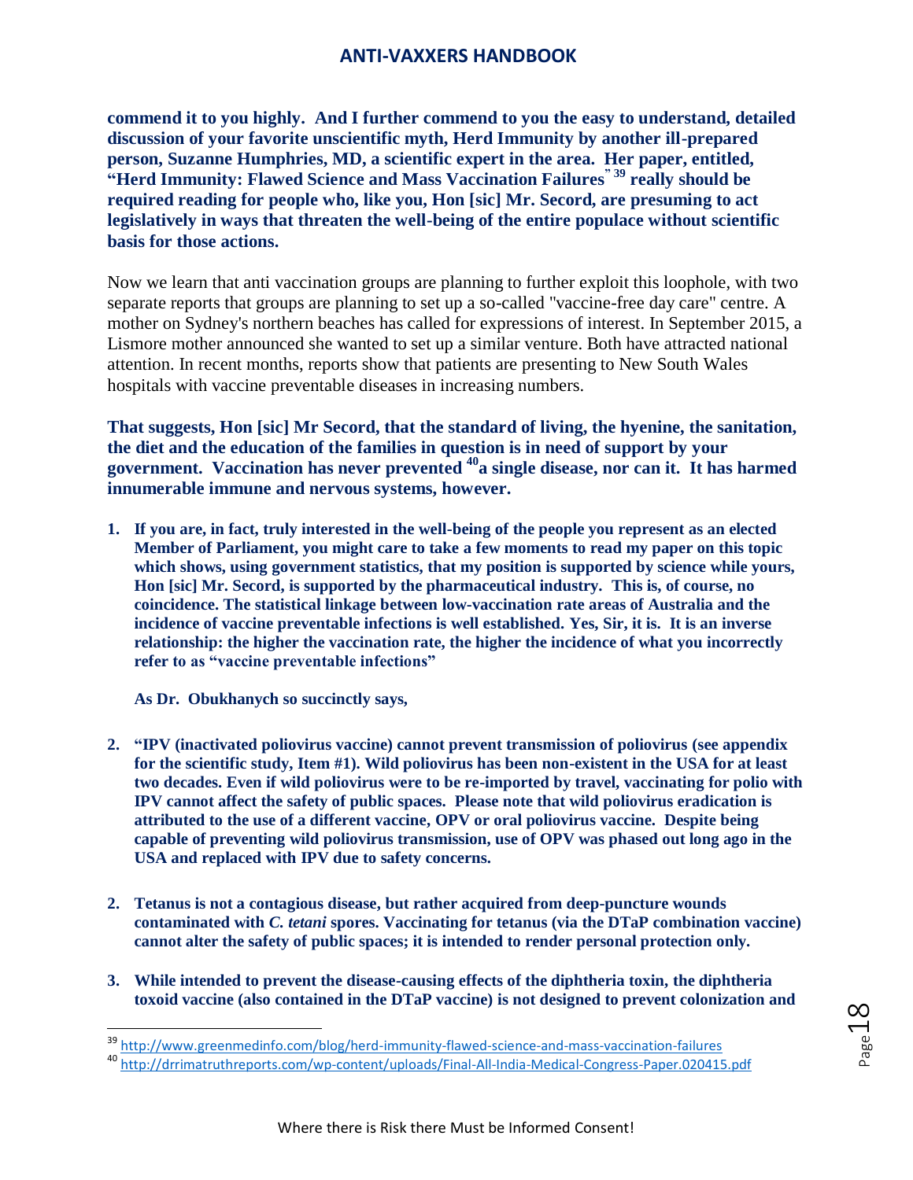**commend it to you highly. And I further commend to you the easy to understand, detailed discussion of your favorite unscientific myth, Herd Immunity by another ill-prepared person, Suzanne Humphries, MD, a scientific expert in the area. Her paper, entitled, "Herd Immunity: Flawed Science and Mass Vaccination Failures" [39] really should be required reading for people who, like you, Hon [sic] Mr. Secord, are presuming to act legislatively in ways that threaten the well-being of the entire populace without scientific basis for those actions.**

Now we learn that anti vaccination groups are planning to further exploit this loophole, with two separate reports that groups are planning to set up a so-called "vaccine-free day care" centre. A mother on Sydney's northern beaches has called for expressions of interest. In September 2015, a Lismore mother announced she wanted to set up a similar venture. Both have attracted national attention. In recent months, reports show that patients are presenting to New South Wales hospitals with vaccine preventable diseases in increasing numbers.

**That suggests, Hon [sic] Mr Secord, that the standard of living, the hyenine, the sanitation, the diet and the education of the families in question is in need of support by your government. Vaccination has never prevented [40] a single disease, nor can it. It has harmed innumerable immune and nervous systems, however.**

1. **If you are, in fact, truly interested in the well-being of the people you represent as an elected Member of Parliament, you might care to take a few moments to read my paper on this topic which shows, using government statistics, that my position is supported by science while yours, Hon [sic] Mr. Secord, is supported by the pharmaceutical industry. This is, of course, no coincidence. The statistical linkage between low-vaccination rate areas of Australia and the incidence of vaccine preventable infections is well established. Yes, Sir, it is. It is an inverse relationship: the higher the vaccination rate, the higher the incidence of what you incorrectly refer to as "vaccine preventable infections"**

   **As Dr. Obukhanych so succinctly says,**

2. **"IPV (inactivated poliovirus vaccine) cannot prevent transmission of poliovirus (see appendix for the scientific study, Item #1). Wild poliovirus has been non-existent in the USA for at least two decades. Even if wild poliovirus were to be re-imported by travel, vaccinating for polio with IPV cannot affect the safety of public spaces. Please note that wild poliovirus eradication is attributed to the use of a different vaccine, OPV or oral poliovirus vaccine. Despite being capable of preventing wild poliovirus transmission, use of OPV was phased out long ago in the USA and replaced with IPV due to safety concerns.**

2. **Tetanus is not a contagious disease, but rather acquired from deep-puncture wounds contaminated with *C. tetani* spores. Vaccinating for tetanus (via the DTaP combination vaccine) cannot alter the safety of public spaces; it is intended to render personal protection only.**

3. **While intended to prevent the disease-causing effects of the diphtheria toxin, the diphtheria toxoid vaccine (also contained in the DTaP vaccine) is not designed to prevent colonization and**

---

[39] http://www.greenmedinfo.com/blog/herd-immunity-flawed-science-and-mass-vaccination-failures

[40] http://drrimatruthreports.com/wp-content/uploads/Final-All-India-Medical-Congress-Paper.020415.pdf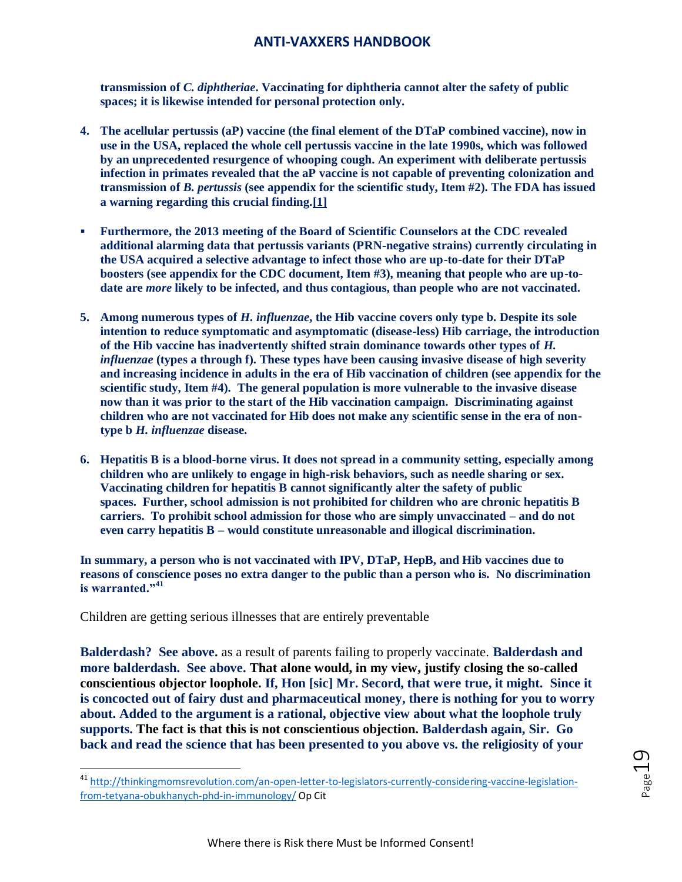**transmission of *C. diphtheriae*. Vaccinating for diphtheria cannot alter the safety of public spaces; it is likewise intended for personal protection only.**

4. **The acellular pertussis (aP) vaccine (the final element of the DTaP combined vaccine), now in use in the USA, replaced the whole cell pertussis vaccine in the late 1990s, which was followed by an unprecedented resurgence of whooping cough. An experiment with deliberate pertussis infection in primates revealed that the aP vaccine is not capable of preventing colonization and transmission of *B. pertussis* (see appendix for the scientific study, Item #2). The FDA has issued a warning regarding this crucial finding.[1]**

- **Furthermore, the 2013 meeting of the Board of Scientific Counselors at the CDC revealed additional alarming data that pertussis variants (PRN-negative strains) currently circulating in the USA acquired a selective advantage to infect those who are up-to-date for their DTaP boosters (see appendix for the CDC document, Item #3), meaning that people who are up-to-date are *more* likely to be infected, and thus contagious, than people who are not vaccinated.**

5. **Among numerous types of *H. influenzae*, the Hib vaccine covers only type b. Despite its sole intention to reduce symptomatic and asymptomatic (disease-less) Hib carriage, the introduction of the Hib vaccine has inadvertently shifted strain dominance towards other types of *H. influenzae* (types a through f). These types have been causing invasive disease of high severity and increasing incidence in adults in the era of Hib vaccination of children (see appendix for the scientific study, Item #4). The general population is more vulnerable to the invasive disease now than it was prior to the start of the Hib vaccination campaign. Discriminating against children who are not vaccinated for Hib does not make any scientific sense in the era of non-type b *H. influenzae* disease.**

6. **Hepatitis B is a blood-borne virus. It does not spread in a community setting, especially among children who are unlikely to engage in high-risk behaviors, such as needle sharing or sex. Vaccinating children for hepatitis B cannot significantly alter the safety of public spaces. Further, school admission is not prohibited for children who are chronic hepatitis B carriers. To prohibit school admission for those who are simply unvaccinated – and do not even carry hepatitis B – would constitute unreasonable and illogical discrimination.**

**In summary, a person who is not vaccinated with IPV, DTaP, HepB, and Hib vaccines due to reasons of conscience poses no extra danger to the public than a person who is. No discrimination is warranted."[41]**

Children are getting serious illnesses that are entirely preventable

**Balderdash? See above.** as a result of parents failing to properly vaccinate. **Balderdash and more balderdash. See above. That alone would, in my view, justify closing the so-called conscientious objector loophole. If, Hon [sic] Mr. Secord, that were true, it might. Since it is concocted out of fairy dust and pharmaceutical money, there is nothing for you to worry about. Added to the argument is a rational, objective view about what the loophole truly supports. The fact is that this is not conscientious objection. Balderdash again, Sir. Go back and read the science that has been presented to you above vs. the religiosity of your**

[41] http://thinkingmomsrevolution.com/an-open-letter-to-legislators-currently-considering-vaccine-legislation-from-tetyana-obukhanych-phd-in-immunology/ Op Cit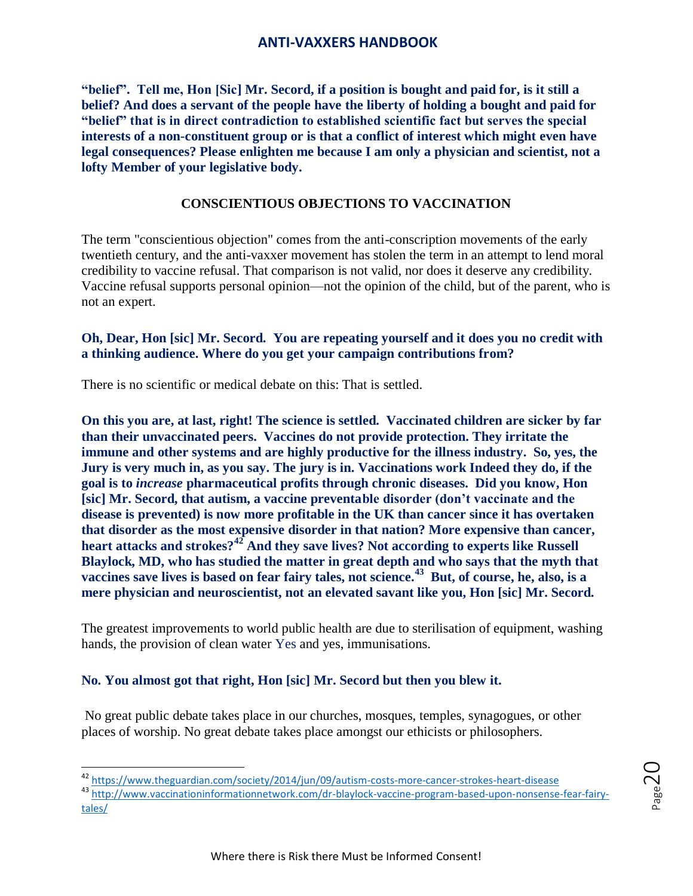**"belief". Tell me, Hon [Sic] Mr. Secord, if a position is bought and paid for, is it still a belief? And does a servant of the people have the liberty of holding a bought and paid for "belief" that is in direct contradiction to established scientific fact but serves the special interests of a non-constituent group or is that a conflict of interest which might even have legal consequences? Please enlighten me because I am only a physician and scientist, not a lofty Member of your legislative body.**

### CONSCIENTIOUS OBJECTIONS TO VACCINATION

The term "conscientious objection" comes from the anti-conscription movements of the early twentieth century, and the anti-vaxxer movement has stolen the term in an attempt to lend moral credibility to vaccine refusal. That comparison is not valid, nor does it deserve any credibility. Vaccine refusal supports personal opinion—not the opinion of the child, but of the parent, who is not an expert.

**Oh, Dear, Hon [sic] Mr. Secord. You are repeating yourself and it does you no credit with a thinking audience. Where do you get your campaign contributions from?**

There is no scientific or medical debate on this: That is settled.

**On this you are, at last, right! The science is settled. Vaccinated children are sicker by far than their unvaccinated peers. Vaccines do not provide protection. They irritate the immune and other systems and are highly productive for the illness industry. So, yes, the Jury is very much in, as you say. The jury is in. Vaccinations work Indeed they do, if the goal is to *increase* pharmaceutical profits through chronic diseases. Did you know, Hon [sic] Mr. Secord, that autism, a vaccine preventable disorder (don't vaccinate and the disease is prevented) is now more profitable in the UK than cancer since it has overtaken that disorder as the most expensive disorder in that nation? More expensive than cancer, heart attacks and strokes?[42] And they save lives? Not according to experts like Russell Blaylock, MD, who has studied the matter in great depth and who says that the myth that vaccines save lives is based on fear fairy tales, not science.[43] But, of course, he, also, is a mere physician and neuroscientist, not an elevated savant like you, Hon [sic] Mr. Secord.**

The greatest improvements to world public health are due to sterilisation of equipment, washing hands, the provision of clean water Yes and yes, immunisations.

**No. You almost got that right, Hon [sic] Mr. Secord but then you blew it.**

No great public debate takes place in our churches, mosques, temples, synagogues, or other places of worship. No great debate takes place amongst our ethicists or philosophers.

---

[42] https://www.theguardian.com/society/2014/jun/09/autism-costs-more-cancer-strokes-heart-disease

[43] http://www.vaccinationinformationnetwork.com/dr-blaylock-vaccine-program-based-upon-nonsense-fear-fairy-tales/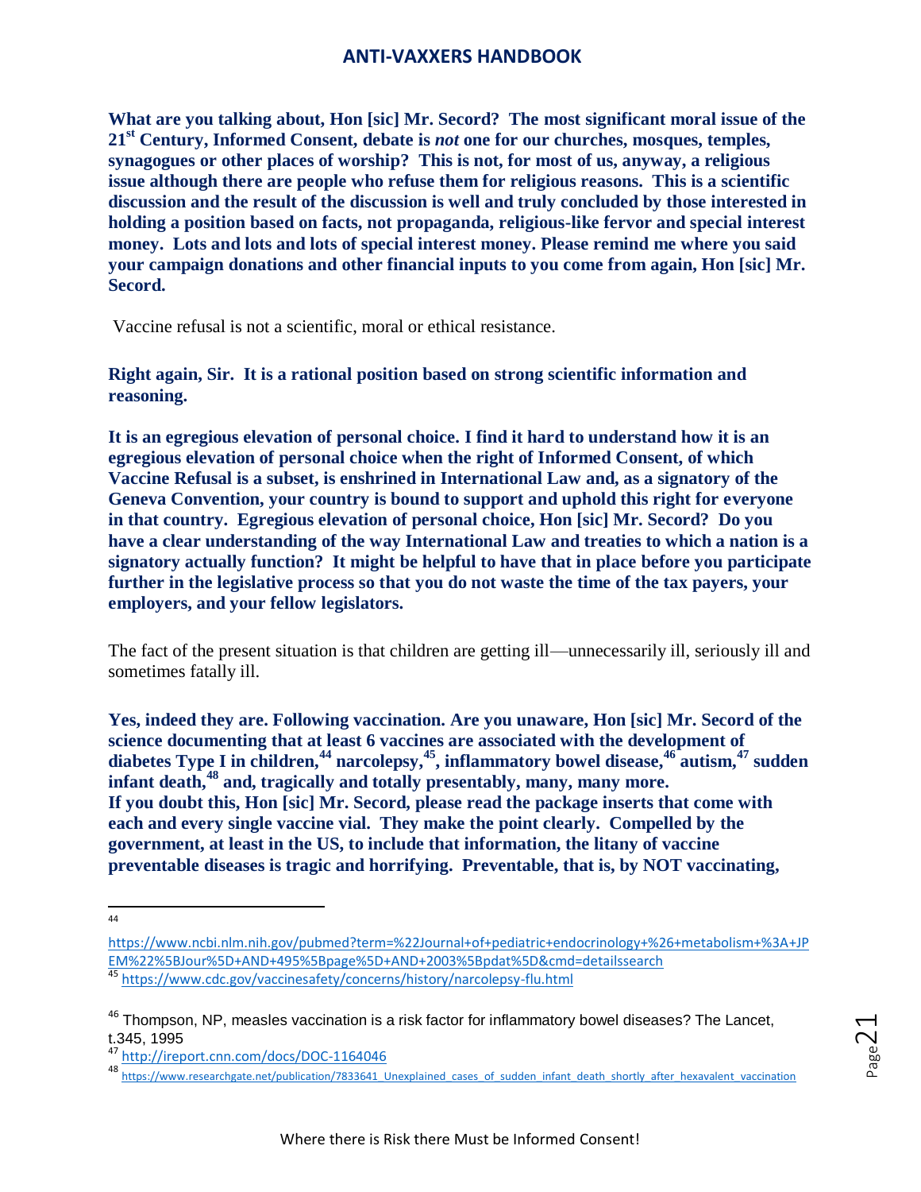**What are you talking about, Hon [sic] Mr. Secord? The most significant moral issue of the 21st Century, Informed Consent, debate is *not* one for our churches, mosques, temples, synagogues or other places of worship? This is not, for most of us, anyway, a religious issue although there are people who refuse them for religious reasons. This is a scientific discussion and the result of the discussion is well and truly concluded by those interested in holding a position based on facts, not propaganda, religious-like fervor and special interest money. Lots and lots and lots of special interest money. Please remind me where you said your campaign donations and other financial inputs to you come from again, Hon [sic] Mr. Secord.**

Vaccine refusal is not a scientific, moral or ethical resistance.

**Right again, Sir. It is a rational position based on strong scientific information and reasoning.**

**It is an egregious elevation of personal choice. I find it hard to understand how it is an egregious elevation of personal choice when the right of Informed Consent, of which Vaccine Refusal is a subset, is enshrined in International Law and, as a signatory of the Geneva Convention, your country is bound to support and uphold this right for everyone in that country. Egregious elevation of personal choice, Hon [sic] Mr. Secord? Do you have a clear understanding of the way International Law and treaties to which a nation is a signatory actually function? It might be helpful to have that in place before you participate further in the legislative process so that you do not waste the time of the tax payers, your employers, and your fellow legislators.**

The fact of the present situation is that children are getting ill—unnecessarily ill, seriously ill and sometimes fatally ill.

**Yes, indeed they are. Following vaccination. Are you unaware, Hon [sic] Mr. Secord of the science documenting that at least 6 vaccines are associated with the development of diabetes Type I in children,[44] narcolepsy,[45], inflammatory bowel disease,[46] autism,[47] sudden infant death,[48] and, tragically and totally presentably, many, many more.**
**If you doubt this, Hon [sic] Mr. Secord, please read the package inserts that come with each and every single vaccine vial. They make the point clearly. Compelled by the government, at least in the US, to include that information, the litany of vaccine preventable diseases is tragic and horrifying. Preventable, that is, by NOT vaccinating,**

---

[44] https://www.ncbi.nlm.nih.gov/pubmed?term=%22Journal+of+pediatric+endocrinology+%26+metabolism+%3A+JPEM%22%5BJour%5D+AND+495%5Bpage%5D+AND+2003%5Bpdat%5D&cmd=detailssearch

[45] https://www.cdc.gov/vaccinesafety/concerns/history/narcolepsy-flu.html

[46] Thompson, NP, measles vaccination is a risk factor for inflammatory bowel diseases? The Lancet, t.345, 1995

[47] http://ireport.cnn.com/docs/DOC-1164046

[48] https://www.researchgate.net/publication/7833641_Unexplained_cases_of_sudden_infant_death_shortly_after_hexavalent_vaccination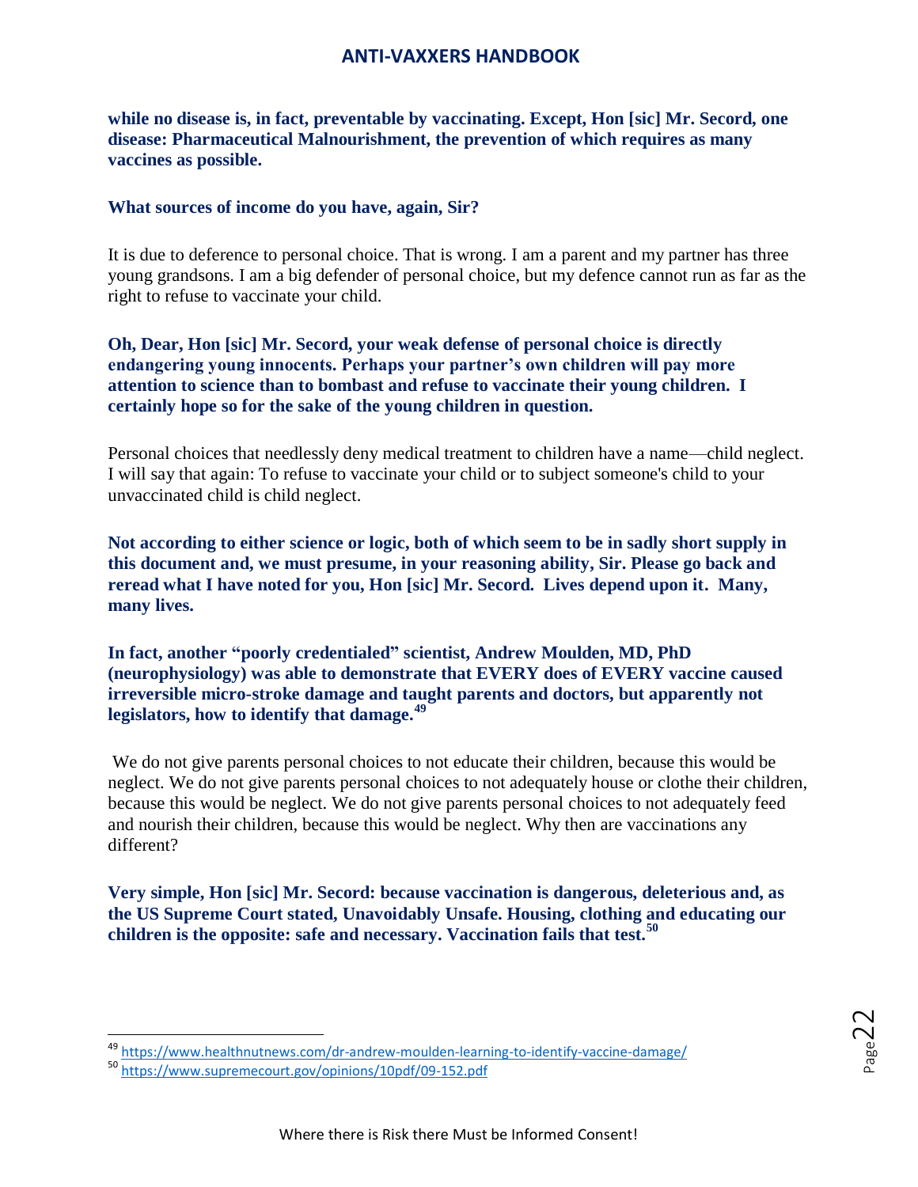**while no disease is, in fact, preventable by vaccinating. Except, Hon [sic] Mr. Secord, one disease: Pharmaceutical Malnourishment, the prevention of which requires as many vaccines as possible.**

**What sources of income do you have, again, Sir?**

It is due to deference to personal choice. That is wrong. I am a parent and my partner has three young grandsons. I am a big defender of personal choice, but my defence cannot run as far as the right to refuse to vaccinate your child.

**Oh, Dear, Hon [sic] Mr. Secord, your weak defense of personal choice is directly endangering young innocents. Perhaps your partner's own children will pay more attention to science than to bombast and refuse to vaccinate their young children. I certainly hope so for the sake of the young children in question.**

Personal choices that needlessly deny medical treatment to children have a name—child neglect. I will say that again: To refuse to vaccinate your child or to subject someone's child to your unvaccinated child is child neglect.

**Not according to either science or logic, both of which seem to be in sadly short supply in this document and, we must presume, in your reasoning ability, Sir. Please go back and reread what I have noted for you, Hon [sic] Mr. Secord. Lives depend upon it. Many, many lives.**

**In fact, another "poorly credentialed" scientist, Andrew Moulden, MD, PhD (neurophysiology) was able to demonstrate that EVERY does of EVERY vaccine caused irreversible micro-stroke damage and taught parents and doctors, but apparently not legislators, how to identify that damage.[49]**

We do not give parents personal choices to not educate their children, because this would be neglect. We do not give parents personal choices to not adequately house or clothe their children, because this would be neglect. We do not give parents personal choices to not adequately feed and nourish their children, because this would be neglect. Why then are vaccinations any different?

**Very simple, Hon [sic] Mr. Secord: because vaccination is dangerous, deleterious and, as the US Supreme Court stated, Unavoidably Unsafe. Housing, clothing and educating our children is the opposite: safe and necessary. Vaccination fails that test.[50]**

---

[49] https://www.healthnutnews.com/dr-andrew-moulden-learning-to-identify-vaccine-damage/

[50] https://www.supremecourt.gov/opinions/10pdf/09-152.pdf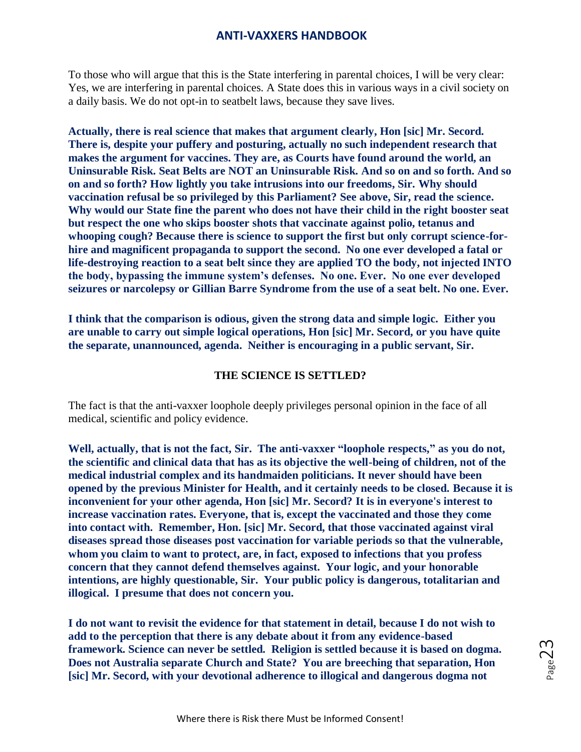To those who will argue that this is the State interfering in parental choices, I will be very clear: Yes, we are interfering in parental choices. A State does this in various ways in a civil society on a daily basis. We do not opt-in to seatbelt laws, because they save lives.

**Actually, there is real science that makes that argument clearly, Hon [sic] Mr. Secord. There is, despite your puffery and posturing, actually no such independent research that makes the argument for vaccines. They are, as Courts have found around the world, an Uninsurable Risk. Seat Belts are NOT an Uninsurable Risk. And so on and so forth. And so on and so forth? How lightly you take intrusions into our freedoms, Sir. Why should vaccination refusal be so privileged by this Parliament? See above, Sir, read the science. Why would our State fine the parent who does not have their child in the right booster seat but respect the one who skips booster shots that vaccinate against polio, tetanus and whooping cough? Because there is science to support the first but only corrupt science-for-hire and magnificent propaganda to support the second. No one ever developed a fatal or life-destroying reaction to a seat belt since they are applied TO the body, not injected INTO the body, bypassing the immune system's defenses. No one. Ever. No one ever developed seizures or narcolepsy or Gillian Barre Syndrome from the use of a seat belt. No one. Ever.**

**I think that the comparison is odious, given the strong data and simple logic. Either you are unable to carry out simple logical operations, Hon [sic] Mr. Secord, or you have quite the separate, unannounced, agenda. Neither is encouraging in a public servant, Sir.**

## THE SCIENCE IS SETTLED?

The fact is that the anti-vaxxer loophole deeply privileges personal opinion in the face of all medical, scientific and policy evidence.

**Well, actually, that is not the fact, Sir. The anti-vaxxer "loophole respects," as you do not, the scientific and clinical data that has as its objective the well-being of children, not of the medical industrial complex and its handmaiden politicians. It never should have been opened by the previous Minister for Health, and it certainly needs to be closed. Because it is inconvenient for your other agenda, Hon [sic] Mr. Secord? It is in everyone's interest to increase vaccination rates. Everyone, that is, except the vaccinated and those they come into contact with. Remember, Hon. [sic] Mr. Secord, that those vaccinated against viral diseases spread those diseases post vaccination for variable periods so that the vulnerable, whom you claim to want to protect, are, in fact, exposed to infections that you profess concern that they cannot defend themselves against. Your logic, and your honorable intentions, are highly questionable, Sir. Your public policy is dangerous, totalitarian and illogical. I presume that does not concern you.**

**I do not want to revisit the evidence for that statement in detail, because I do not wish to add to the perception that there is any debate about it from any evidence-based framework. Science can never be settled. Religion is settled because it is based on dogma. Does not Australia separate Church and State? You are breeching that separation, Hon [sic] Mr. Secord, with your devotional adherence to illogical and dangerous dogma not**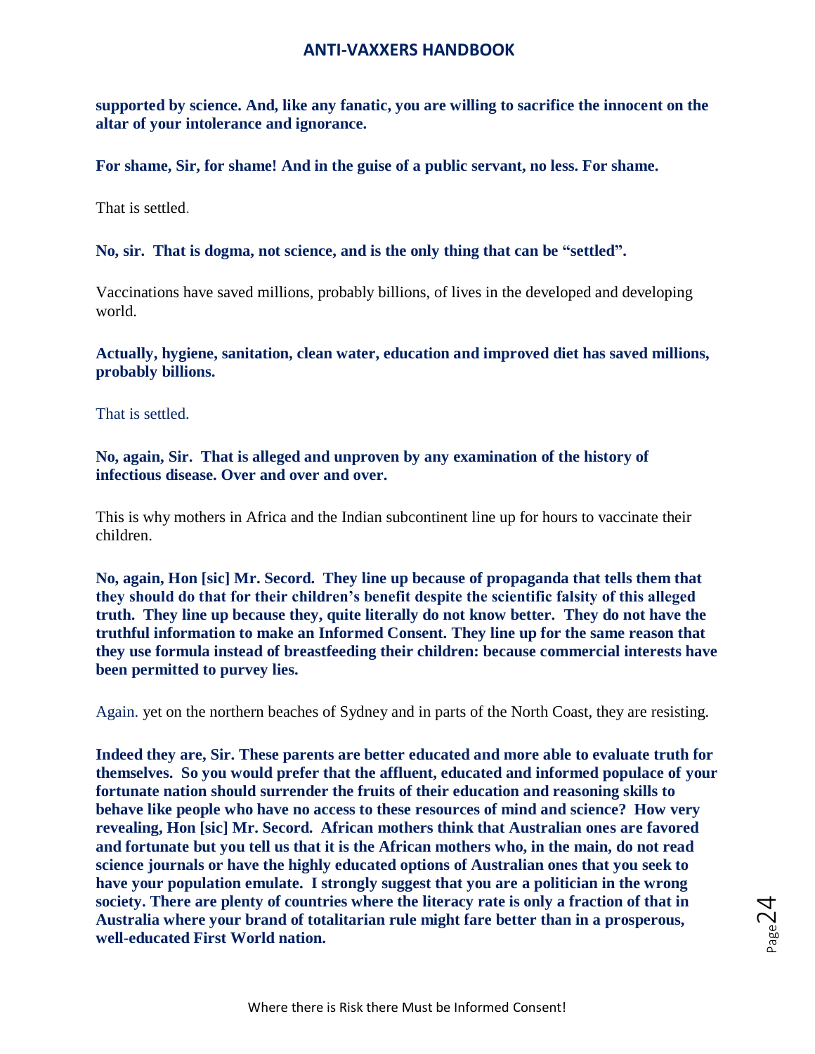**supported by science. And, like any fanatic, you are willing to sacrifice the innocent on the altar of your intolerance and ignorance.**

**For shame, Sir, for shame! And in the guise of a public servant, no less. For shame.**

That is settled.

**No, sir. That is dogma, not science, and is the only thing that can be "settled".**

Vaccinations have saved millions, probably billions, of lives in the developed and developing world.

**Actually, hygiene, sanitation, clean water, education and improved diet has saved millions, probably billions.**

That is settled.

**No, again, Sir. That is alleged and unproven by any examination of the history of infectious disease. Over and over and over.**

This is why mothers in Africa and the Indian subcontinent line up for hours to vaccinate their children.

**No, again, Hon [sic] Mr. Secord. They line up because of propaganda that tells them that they should do that for their children's benefit despite the scientific falsity of this alleged truth. They line up because they, quite literally do not know better. They do not have the truthful information to make an Informed Consent. They line up for the same reason that they use formula instead of breastfeeding their children: because commercial interests have been permitted to purvey lies.**

Again. yet on the northern beaches of Sydney and in parts of the North Coast, they are resisting.

**Indeed they are, Sir. These parents are better educated and more able to evaluate truth for themselves. So you would prefer that the affluent, educated and informed populace of your fortunate nation should surrender the fruits of their education and reasoning skills to behave like people who have no access to these resources of mind and science? How very revealing, Hon [sic] Mr. Secord. African mothers think that Australian ones are favored and fortunate but you tell us that it is the African mothers who, in the main, do not read science journals or have the highly educated options of Australian ones that you seek to have your population emulate. I strongly suggest that you are a politician in the wrong society. There are plenty of countries where the literacy rate is only a fraction of that in Australia where your brand of totalitarian rule might fare better than in a prosperous, well-educated First World nation.**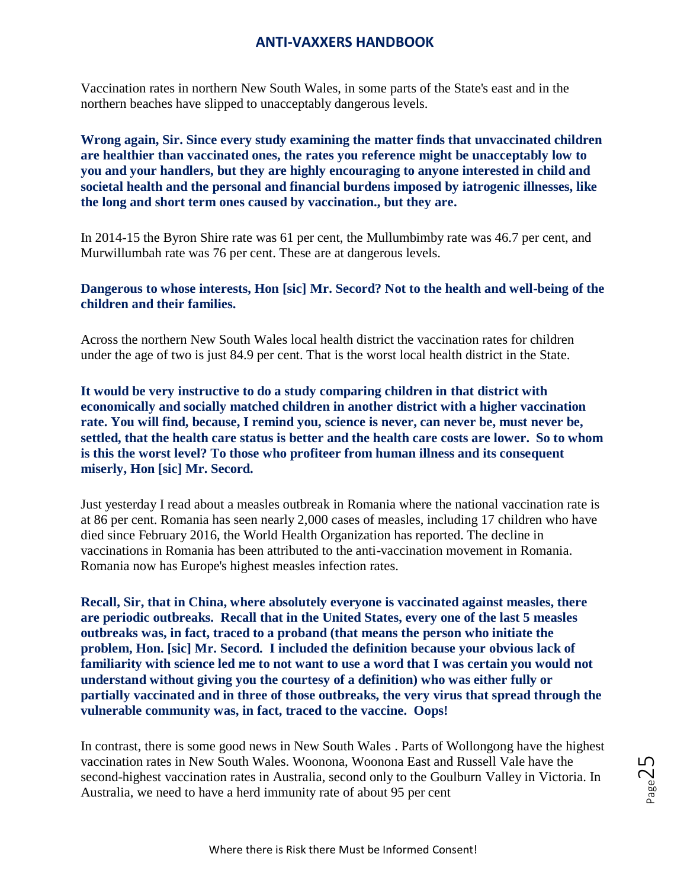Vaccination rates in northern New South Wales, in some parts of the State's east and in the northern beaches have slipped to unacceptably dangerous levels.

**Wrong again, Sir. Since every study examining the matter finds that unvaccinated children are healthier than vaccinated ones, the rates you reference might be unacceptably low to you and your handlers, but they are highly encouraging to anyone interested in child and societal health and the personal and financial burdens imposed by iatrogenic illnesses, like the long and short term ones caused by vaccination., but they are.**

In 2014-15 the Byron Shire rate was 61 per cent, the Mullumbimby rate was 46.7 per cent, and Murwillumbah rate was 76 per cent. These are at dangerous levels.

**Dangerous to whose interests, Hon [sic] Mr. Secord? Not to the health and well-being of the children and their families.**

Across the northern New South Wales local health district the vaccination rates for children under the age of two is just 84.9 per cent. That is the worst local health district in the State.

**It would be very instructive to do a study comparing children in that district with economically and socially matched children in another district with a higher vaccination rate. You will find, because, I remind you, science is never, can never be, must never be, settled, that the health care status is better and the health care costs are lower. So to whom is this the worst level? To those who profiteer from human illness and its consequent miserly, Hon [sic] Mr. Secord.**

Just yesterday I read about a measles outbreak in Romania where the national vaccination rate is at 86 per cent. Romania has seen nearly 2,000 cases of measles, including 17 children who have died since February 2016, the World Health Organization has reported. The decline in vaccinations in Romania has been attributed to the anti-vaccination movement in Romania. Romania now has Europe's highest measles infection rates.

**Recall, Sir, that in China, where absolutely everyone is vaccinated against measles, there are periodic outbreaks. Recall that in the United States, every one of the last 5 measles outbreaks was, in fact, traced to a proband (that means the person who initiate the problem, Hon. [sic] Mr. Secord. I included the definition because your obvious lack of familiarity with science led me to not want to use a word that I was certain you would not understand without giving you the courtesy of a definition) who was either fully or partially vaccinated and in three of those outbreaks, the very virus that spread through the vulnerable community was, in fact, traced to the vaccine. Oops!**

In contrast, there is some good news in New South Wales . Parts of Wollongong have the highest vaccination rates in New South Wales. Woonona, Woonona East and Russell Vale have the second-highest vaccination rates in Australia, second only to the Goulburn Valley in Victoria. In Australia, we need to have a herd immunity rate of about 95 per cent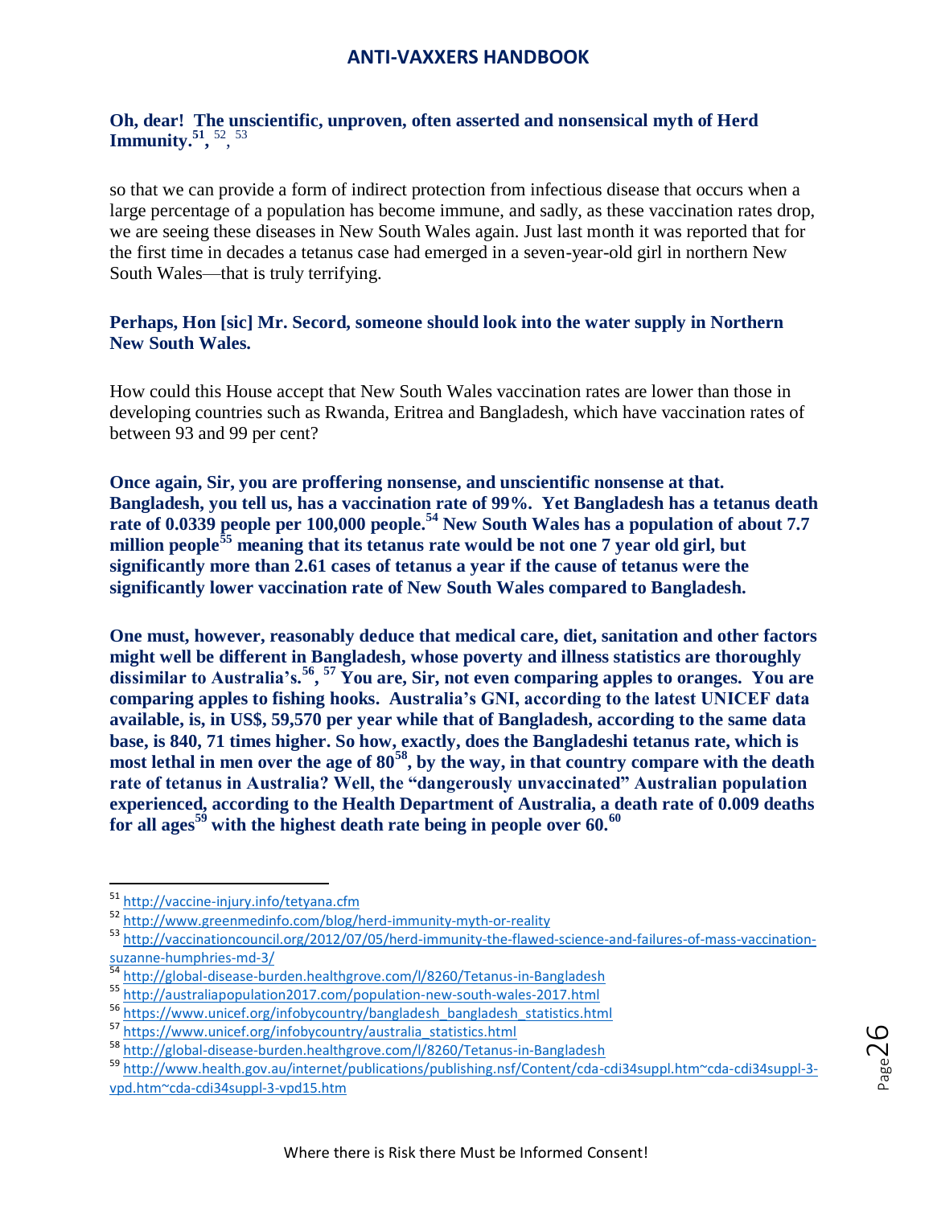**Oh, dear! The unscientific, unproven, often asserted and nonsensical myth of Herd Immunity.[51], [52], [53]**

so that we can provide a form of indirect protection from infectious disease that occurs when a large percentage of a population has become immune, and sadly, as these vaccination rates drop, we are seeing these diseases in New South Wales again. Just last month it was reported that for the first time in decades a tetanus case had emerged in a seven-year-old girl in northern New South Wales—that is truly terrifying.

**Perhaps, Hon [sic] Mr. Secord, someone should look into the water supply in Northern New South Wales.**

How could this House accept that New South Wales vaccination rates are lower than those in developing countries such as Rwanda, Eritrea and Bangladesh, which have vaccination rates of between 93 and 99 per cent?

**Once again, Sir, you are proffering nonsense, and unscientific nonsense at that. Bangladesh, you tell us, has a vaccination rate of 99%. Yet Bangladesh has a tetanus death rate of 0.0339 people per 100,000 people.[54] New South Wales has a population of about 7.7 million people[55] meaning that its tetanus rate would be not one 7 year old girl, but significantly more than 2.61 cases of tetanus a year if the cause of tetanus were the significantly lower vaccination rate of New South Wales compared to Bangladesh.**

**One must, however, reasonably deduce that medical care, diet, sanitation and other factors might well be different in Bangladesh, whose poverty and illness statistics are thoroughly dissimilar to Australia's.[56], [57] You are, Sir, not even comparing apples to oranges. You are comparing apples to fishing hooks. Australia's GNI, according to the latest UNICEF data available, is, in US$, 59,570 per year while that of Bangladesh, according to the same data base, is 840, 71 times higher. So how, exactly, does the Bangladeshi tetanus rate, which is most lethal in men over the age of 80[58], by the way, in that country compare with the death rate of tetanus in Australia? Well, the "dangerously unvaccinated" Australian population experienced, according to the Health Department of Australia, a death rate of 0.009 deaths for all ages[59] with the highest death rate being in people over 60.[60]**

---

[51] http://vaccine-injury.info/tetyana.cfm

[52] http://www.greenmedinfo.com/blog/herd-immunity-myth-or-reality

[53] http://vaccinationcouncil.org/2012/07/05/herd-immunity-the-flawed-science-and-failures-of-mass-vaccination-suzanne-humphries-md-3/

[54] http://global-disease-burden.healthgrove.com/l/8260/Tetanus-in-Bangladesh

[55] http://australiapopulation2017.com/population-new-south-wales-2017.html

[56] https://www.unicef.org/infobycountry/bangladesh_bangladesh_statistics.html

[57] https://www.unicef.org/infobycountry/australia_statistics.html

[58] http://global-disease-burden.healthgrove.com/l/8260/Tetanus-in-Bangladesh

[59] http://www.health.gov.au/internet/publications/publishing.nsf/Content/cda-cdi34suppl.htm~cda-cdi34suppl-3-vpd.htm~cda-cdi34suppl-3-vpd15.htm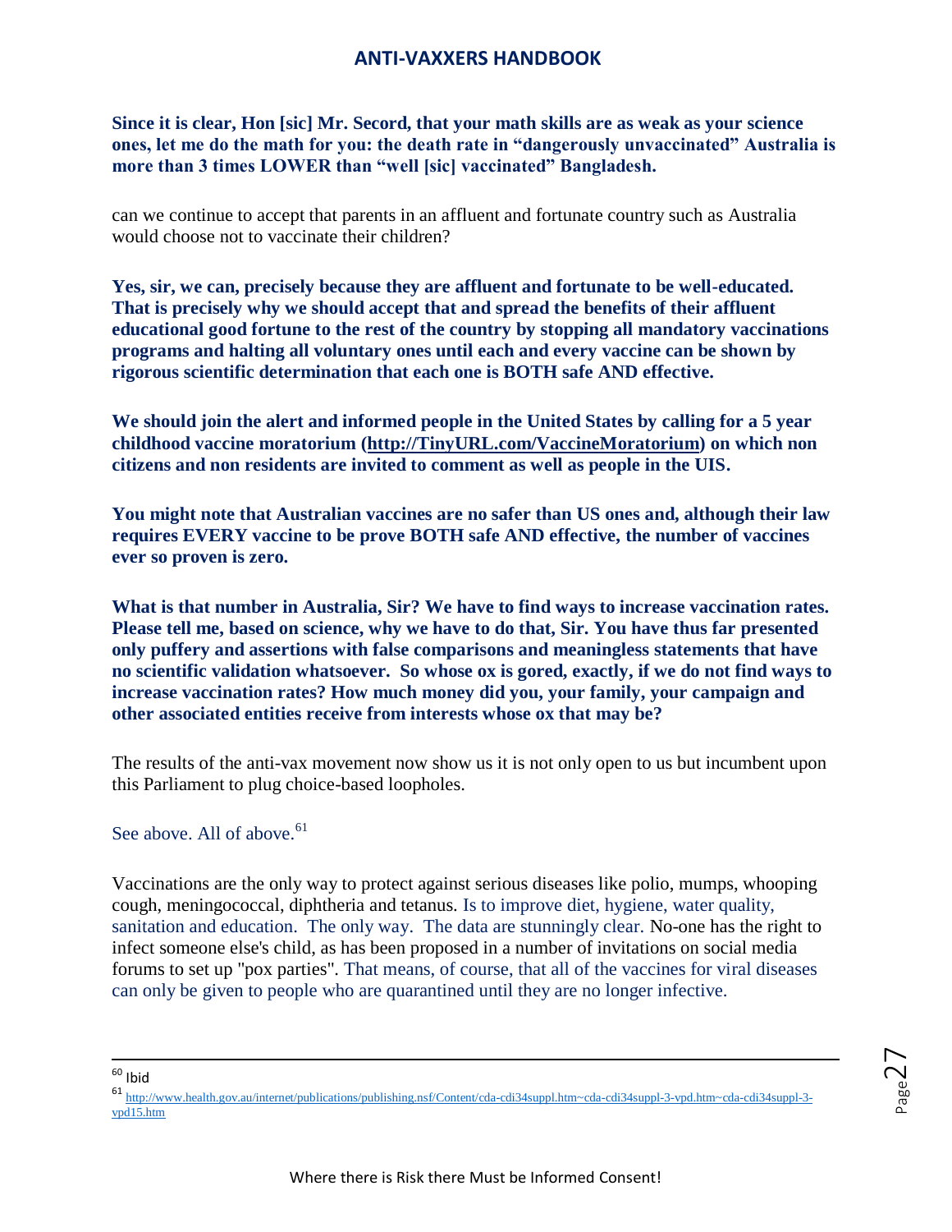**Since it is clear, Hon [sic] Mr. Secord, that your math skills are as weak as your science ones, let me do the math for you: the death rate in "dangerously unvaccinated" Australia is more than 3 times LOWER than "well [sic] vaccinated" Bangladesh.**

can we continue to accept that parents in an affluent and fortunate country such as Australia would choose not to vaccinate their children?

**Yes, sir, we can, precisely because they are affluent and fortunate to be well-educated. That is precisely why we should accept that and spread the benefits of their affluent educational good fortune to the rest of the country by stopping all mandatory vaccinations programs and halting all voluntary ones until each and every vaccine can be shown by rigorous scientific determination that each one is BOTH safe AND effective.**

**We should join the alert and informed people in the United States by calling for a 5 year childhood vaccine moratorium (http://TinyURL.com/VaccineMoratorium) on which non citizens and non residents are invited to comment as well as people in the UIS.**

**You might note that Australian vaccines are no safer than US ones and, although their law requires EVERY vaccine to be prove BOTH safe AND effective, the number of vaccines ever so proven is zero.**

**What is that number in Australia, Sir? We have to find ways to increase vaccination rates. Please tell me, based on science, why we have to do that, Sir. You have thus far presented only puffery and assertions with false comparisons and meaningless statements that have no scientific validation whatsoever. So whose ox is gored, exactly, if we do not find ways to increase vaccination rates? How much money did you, your family, your campaign and other associated entities receive from interests whose ox that may be?**

The results of the anti-vax movement now show us it is not only open to us but incumbent upon this Parliament to plug choice-based loopholes.

See above. All of above.[61]

Vaccinations are the only way to protect against serious diseases like polio, mumps, whooping cough, meningococcal, diphtheria and tetanus. Is to improve diet, hygiene, water quality, sanitation and education. The only way. The data are stunningly clear. No-one has the right to infect someone else's child, as has been proposed in a number of invitations on social media forums to set up "pox parties". That means, of course, that all of the vaccines for viral diseases can only be given to people who are quarantined until they are no longer infective.

---

[60] Ibid

[61] http://www.health.gov.au/internet/publications/publishing.nsf/Content/cda-cdi34suppl.htm~cda-cdi34suppl-3-vpd.htm~cda-cdi34suppl-3-vpd15.htm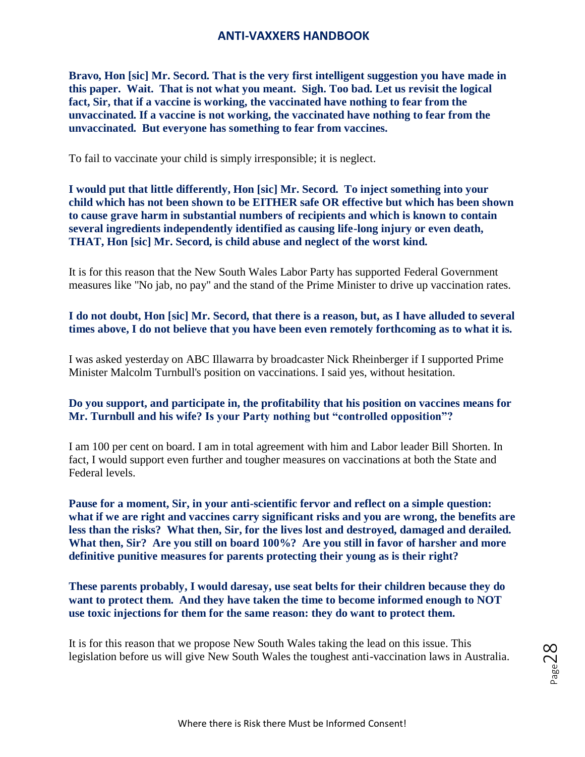**Bravo, Hon [sic] Mr. Secord. That is the very first intelligent suggestion you have made in this paper. Wait. That is not what you meant. Sigh. Too bad. Let us revisit the logical fact, Sir, that if a vaccine is working, the vaccinated have nothing to fear from the unvaccinated. If a vaccine is not working, the vaccinated have nothing to fear from the unvaccinated. But everyone has something to fear from vaccines.**

To fail to vaccinate your child is simply irresponsible; it is neglect.

**I would put that little differently, Hon [sic] Mr. Secord. To inject something into your child which has not been shown to be EITHER safe OR effective but which has been shown to cause grave harm in substantial numbers of recipients and which is known to contain several ingredients independently identified as causing life-long injury or even death, THAT, Hon [sic] Mr. Secord, is child abuse and neglect of the worst kind.**

It is for this reason that the New South Wales Labor Party has supported Federal Government measures like "No jab, no pay" and the stand of the Prime Minister to drive up vaccination rates.

**I do not doubt, Hon [sic] Mr. Secord, that there is a reason, but, as I have alluded to several times above, I do not believe that you have been even remotely forthcoming as to what it is.**

I was asked yesterday on ABC Illawarra by broadcaster Nick Rheinberger if I supported Prime Minister Malcolm Turnbull's position on vaccinations. I said yes, without hesitation.

**Do you support, and participate in, the profitability that his position on vaccines means for Mr. Turnbull and his wife? Is your Party nothing but "controlled opposition"?**

I am 100 per cent on board. I am in total agreement with him and Labor leader Bill Shorten. In fact, I would support even further and tougher measures on vaccinations at both the State and Federal levels.

**Pause for a moment, Sir, in your anti-scientific fervor and reflect on a simple question: what if we are right and vaccines carry significant risks and you are wrong, the benefits are less than the risks? What then, Sir, for the lives lost and destroyed, damaged and derailed. What then, Sir? Are you still on board 100%? Are you still in favor of harsher and more definitive punitive measures for parents protecting their young as is their right?**

**These parents probably, I would daresay, use seat belts for their children because they do want to protect them. And they have taken the time to become informed enough to NOT use toxic injections for them for the same reason: they do want to protect them.**

It is for this reason that we propose New South Wales taking the lead on this issue. This legislation before us will give New South Wales the toughest anti-vaccination laws in Australia.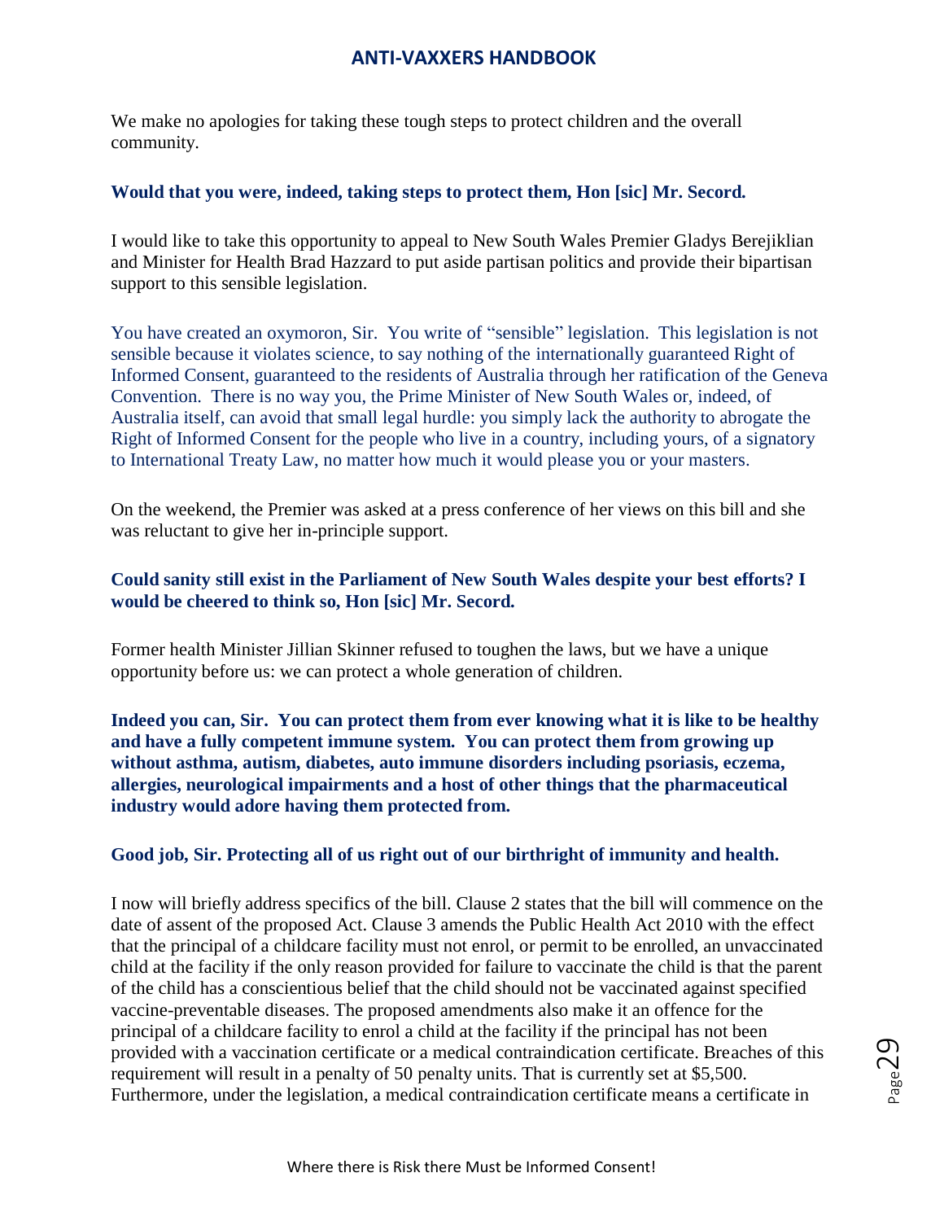We make no apologies for taking these tough steps to protect children and the overall community.

**Would that you were, indeed, taking steps to protect them, Hon [sic] Mr. Secord.**

I would like to take this opportunity to appeal to New South Wales Premier Gladys Berejiklian and Minister for Health Brad Hazzard to put aside partisan politics and provide their bipartisan support to this sensible legislation.

You have created an oxymoron, Sir. You write of "sensible" legislation. This legislation is not sensible because it violates science, to say nothing of the internationally guaranteed Right of Informed Consent, guaranteed to the residents of Australia through her ratification of the Geneva Convention. There is no way you, the Prime Minister of New South Wales or, indeed, of Australia itself, can avoid that small legal hurdle: you simply lack the authority to abrogate the Right of Informed Consent for the people who live in a country, including yours, of a signatory to International Treaty Law, no matter how much it would please you or your masters.

On the weekend, the Premier was asked at a press conference of her views on this bill and she was reluctant to give her in-principle support.

**Could sanity still exist in the Parliament of New South Wales despite your best efforts? I would be cheered to think so, Hon [sic] Mr. Secord.**

Former health Minister Jillian Skinner refused to toughen the laws, but we have a unique opportunity before us: we can protect a whole generation of children.

**Indeed you can, Sir. You can protect them from ever knowing what it is like to be healthy and have a fully competent immune system. You can protect them from growing up without asthma, autism, diabetes, auto immune disorders including psoriasis, eczema, allergies, neurological impairments and a host of other things that the pharmaceutical industry would adore having them protected from.**

**Good job, Sir. Protecting all of us right out of our birthright of immunity and health.**

I now will briefly address specifics of the bill. Clause 2 states that the bill will commence on the date of assent of the proposed Act. Clause 3 amends the Public Health Act 2010 with the effect that the principal of a childcare facility must not enrol, or permit to be enrolled, an unvaccinated child at the facility if the only reason provided for failure to vaccinate the child is that the parent of the child has a conscientious belief that the child should not be vaccinated against specified vaccine-preventable diseases. The proposed amendments also make it an offence for the principal of a childcare facility to enrol a child at the facility if the principal has not been provided with a vaccination certificate or a medical contraindication certificate. Breaches of this requirement will result in a penalty of 50 penalty units. That is currently set at $5,500. Furthermore, under the legislation, a medical contraindication certificate means a certificate in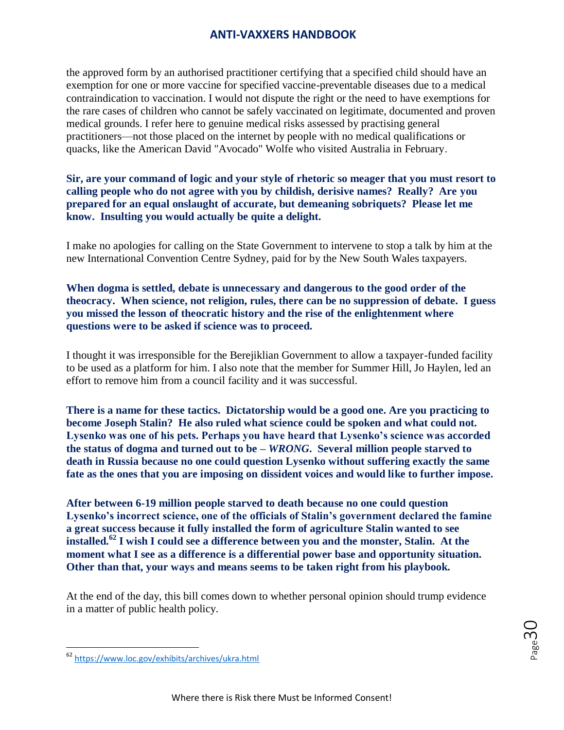the approved form by an authorised practitioner certifying that a specified child should have an exemption for one or more vaccine for specified vaccine-preventable diseases due to a medical contraindication to vaccination. I would not dispute the right or the need to have exemptions for the rare cases of children who cannot be safely vaccinated on legitimate, documented and proven medical grounds. I refer here to genuine medical risks assessed by practising general practitioners—not those placed on the internet by people with no medical qualifications or quacks, like the American David "Avocado" Wolfe who visited Australia in February.

**Sir, are your command of logic and your style of rhetoric so meager that you must resort to calling people who do not agree with you by childish, derisive names? Really? Are you prepared for an equal onslaught of accurate, but demeaning sobriquets? Please let me know. Insulting you would actually be quite a delight.**

I make no apologies for calling on the State Government to intervene to stop a talk by him at the new International Convention Centre Sydney, paid for by the New South Wales taxpayers.

**When dogma is settled, debate is unnecessary and dangerous to the good order of the theocracy. When science, not religion, rules, there can be no suppression of debate. I guess you missed the lesson of theocratic history and the rise of the enlightenment where questions were to be asked if science was to proceed.**

I thought it was irresponsible for the Berejiklian Government to allow a taxpayer-funded facility to be used as a platform for him. I also note that the member for Summer Hill, Jo Haylen, led an effort to remove him from a council facility and it was successful.

**There is a name for these tactics. Dictatorship would be a good one. Are you practicing to become Joseph Stalin? He also ruled what science could be spoken and what could not. Lysenko was one of his pets. Perhaps you have heard that Lysenko's science was accorded the status of dogma and turned out to be – *WRONG*. Several million people starved to death in Russia because no one could question Lysenko without suffering exactly the same fate as the ones that you are imposing on dissident voices and would like to further impose.**

**After between 6-19 million people starved to death because no one could question Lysenko's incorrect science, one of the officials of Stalin's government declared the famine a great success because it fully installed the form of agriculture Stalin wanted to see installed.[62] I wish I could see a difference between you and the monster, Stalin. At the moment what I see as a difference is a differential power base and opportunity situation. Other than that, your ways and means seems to be taken right from his playbook.**

At the end of the day, this bill comes down to whether personal opinion should trump evidence in a matter of public health policy.

---

[62] https://www.loc.gov/exhibits/archives/ukra.html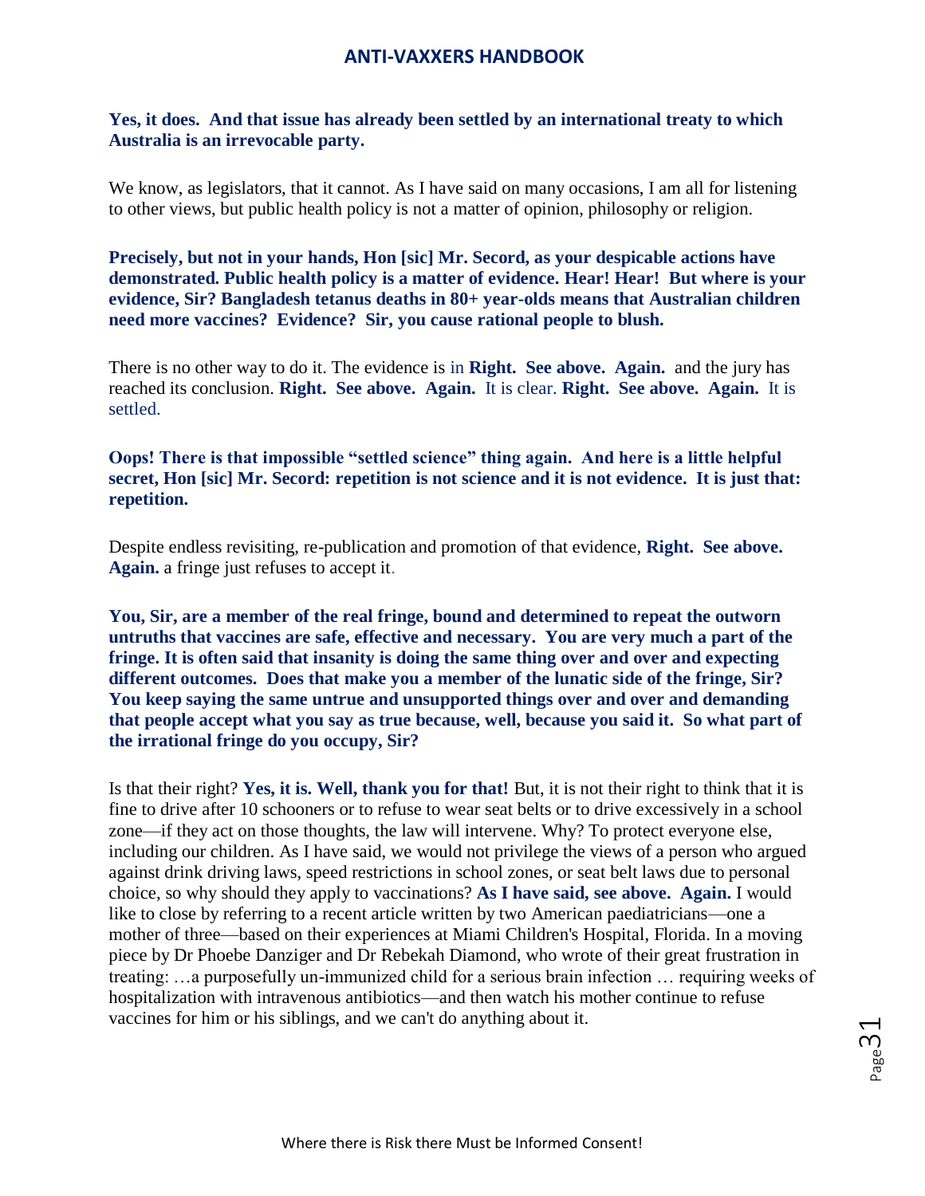**Yes, it does. And that issue has already been settled by an international treaty to which Australia is an irrevocable party.**

We know, as legislators, that it cannot. As I have said on many occasions, I am all for listening to other views, but public health policy is not a matter of opinion, philosophy or religion.

**Precisely, but not in your hands, Hon [sic] Mr. Secord, as your despicable actions have demonstrated. Public health policy is a matter of evidence. Hear! Hear! But where is your evidence, Sir? Bangladesh tetanus deaths in 80+ year-olds means that Australian children need more vaccines? Evidence? Sir, you cause rational people to blush.**

There is no other way to do it. The evidence is in **Right. See above. Again.** and the jury has reached its conclusion. **Right. See above. Again.** It is clear. **Right. See above. Again.** It is settled.

**Oops! There is that impossible "settled science" thing again. And here is a little helpful secret, Hon [sic] Mr. Secord: repetition is not science and it is not evidence. It is just that: repetition.**

Despite endless revisiting, re-publication and promotion of that evidence, **Right. See above. Again.** a fringe just refuses to accept it.

**You, Sir, are a member of the real fringe, bound and determined to repeat the outworn untruths that vaccines are safe, effective and necessary. You are very much a part of the fringe. It is often said that insanity is doing the same thing over and over and expecting different outcomes. Does that make you a member of the lunatic side of the fringe, Sir? You keep saying the same untrue and unsupported things over and over and demanding that people accept what you say as true because, well, because you said it. So what part of the irrational fringe do you occupy, Sir?**

Is that their right? **Yes, it is. Well, thank you for that!** But, it is not their right to think that it is fine to drive after 10 schooners or to refuse to wear seat belts or to drive excessively in a school zone—if they act on those thoughts, the law will intervene. Why? To protect everyone else, including our children. As I have said, we would not privilege the views of a person who argued against drink driving laws, speed restrictions in school zones, or seat belt laws due to personal choice, so why should they apply to vaccinations? **As I have said, see above. Again.** I would like to close by referring to a recent article written by two American paediatricians—one a mother of three—based on their experiences at Miami Children's Hospital, Florida. In a moving piece by Dr Phoebe Danziger and Dr Rebekah Diamond, who wrote of their great frustration in treating: …a purposefully un-immunized child for a serious brain infection … requiring weeks of hospitalization with intravenous antibiotics—and then watch his mother continue to refuse vaccines for him or his siblings, and we can't do anything about it.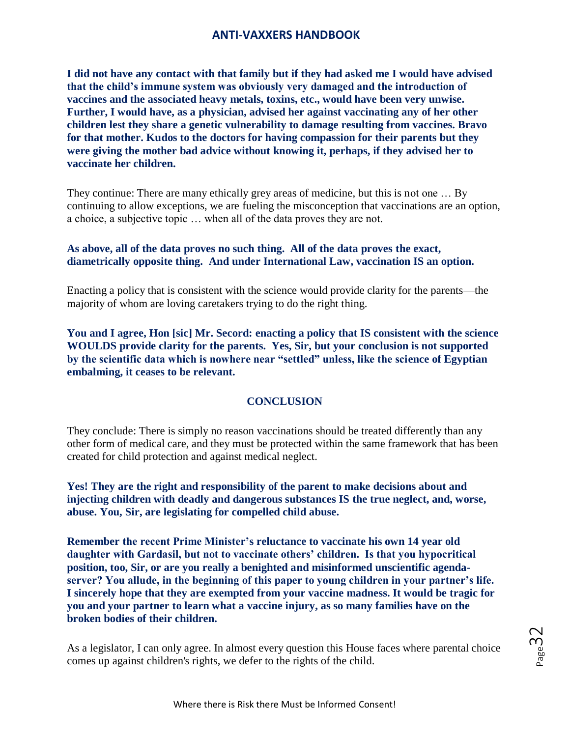**I did not have any contact with that family but if they had asked me I would have advised that the child's immune system was obviously very damaged and the introduction of vaccines and the associated heavy metals, toxins, etc., would have been very unwise. Further, I would have, as a physician, advised her against vaccinating any of her other children lest they share a genetic vulnerability to damage resulting from vaccines. Bravo for that mother. Kudos to the doctors for having compassion for their parents but they were giving the mother bad advice without knowing it, perhaps, if they advised her to vaccinate her children.**

They continue: There are many ethically grey areas of medicine, but this is not one … By continuing to allow exceptions, we are fueling the misconception that vaccinations are an option, a choice, a subjective topic … when all of the data proves they are not.

**As above, all of the data proves no such thing. All of the data proves the exact, diametrically opposite thing. And under International Law, vaccination IS an option.**

Enacting a policy that is consistent with the science would provide clarity for the parents—the majority of whom are loving caretakers trying to do the right thing.

**You and I agree, Hon [sic] Mr. Secord: enacting a policy that IS consistent with the science WOULDS provide clarity for the parents. Yes, Sir, but your conclusion is not supported by the scientific data which is nowhere near "settled" unless, like the science of Egyptian embalming, it ceases to be relevant.**

## CONCLUSION

They conclude: There is simply no reason vaccinations should be treated differently than any other form of medical care, and they must be protected within the same framework that has been created for child protection and against medical neglect.

**Yes! They are the right and responsibility of the parent to make decisions about and injecting children with deadly and dangerous substances IS the true neglect, and, worse, abuse. You, Sir, are legislating for compelled child abuse.**

**Remember the recent Prime Minister's reluctance to vaccinate his own 14 year old daughter with Gardasil, but not to vaccinate others' children. Is that you hypocritical position, too, Sir, or are you really a benighted and misinformed unscientific agenda-server? You allude, in the beginning of this paper to young children in your partner's life. I sincerely hope that they are exempted from your vaccine madness. It would be tragic for you and your partner to learn what a vaccine injury, as so many families have on the broken bodies of their children.**

As a legislator, I can only agree. In almost every question this House faces where parental choice comes up against children's rights, we defer to the rights of the child.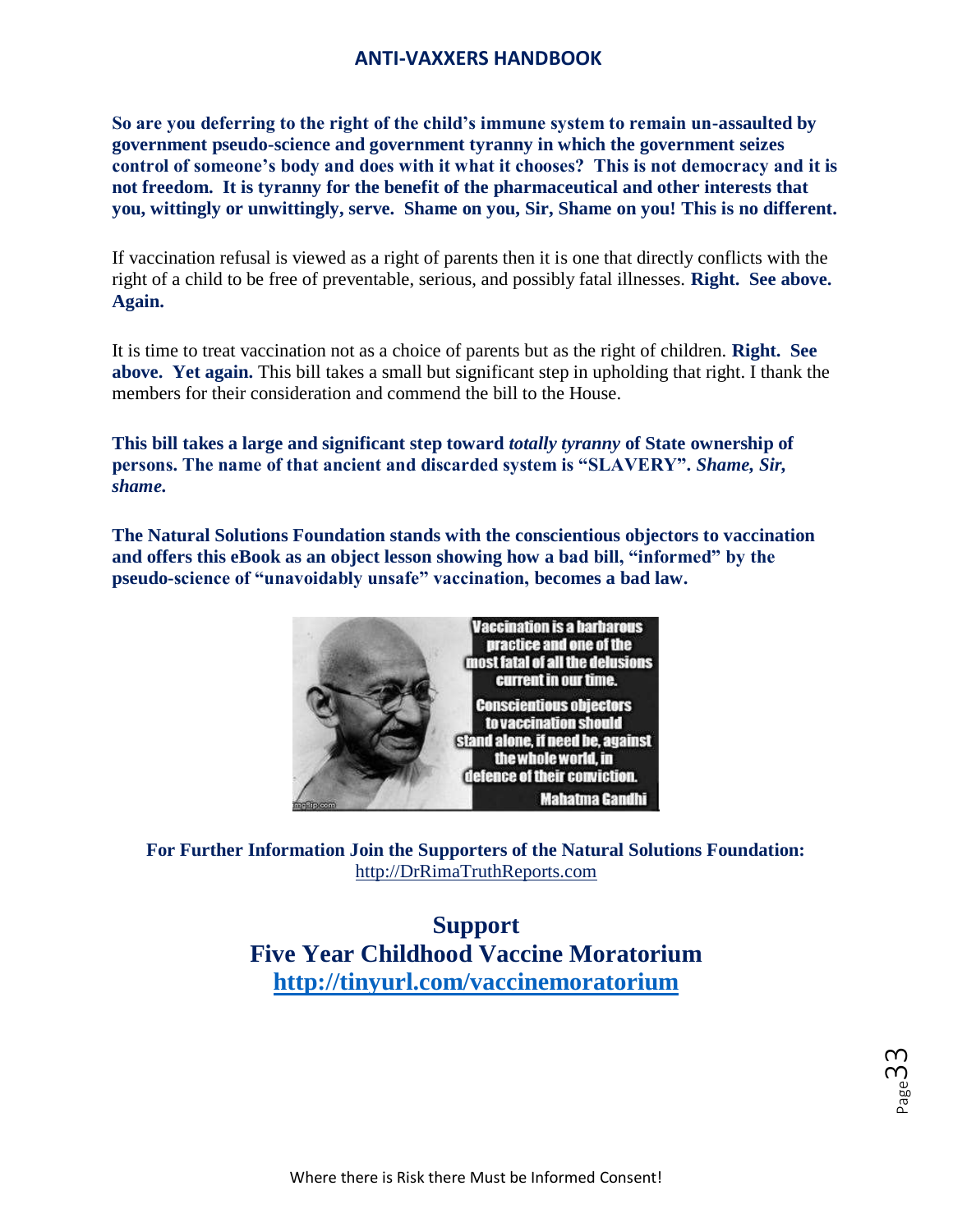**So are you deferring to the right of the child's immune system to remain un-assaulted by government pseudo-science and government tyranny in which the government seizes control of someone's body and does with it what it chooses? This is not democracy and it is not freedom. It is tyranny for the benefit of the pharmaceutical and other interests that you, wittingly or unwittingly, serve. Shame on you, Sir, Shame on you! This is no different.**

If vaccination refusal is viewed as a right of parents then it is one that directly conflicts with the right of a child to be free of preventable, serious, and possibly fatal illnesses. **Right. See above. Again.**

It is time to treat vaccination not as a choice of parents but as the right of children. **Right. See above. Yet again.** This bill takes a small but significant step in upholding that right. I thank the members for their consideration and commend the bill to the House.

**This bill takes a large and significant step toward *totally tyranny* of State ownership of persons. The name of that ancient and discarded system is "SLAVERY". *Shame, Sir, shame.***

**The Natural Solutions Foundation stands with the conscientious objectors to vaccination and offers this eBook as an object lesson showing how a bad bill, "informed" by the pseudo-science of "unavoidably unsafe" vaccination, becomes a bad law.**

Vaccination is a barbarous practice and one of the most fatal of all the delusions current in our time.

Conscientious objectors to vaccination should stand alone, if need be, against the whole world, in defence of their conviction.

Mahatma Gandhi

**For Further Information Join the Supporters of the Natural Solutions Foundation:**
http://DrRimaTruthReports.com

## Support
## Five Year Childhood Vaccine Moratorium
## http://tinyurl.com/vaccinemoratorium

Where there is Risk there Must be Informed Consent!